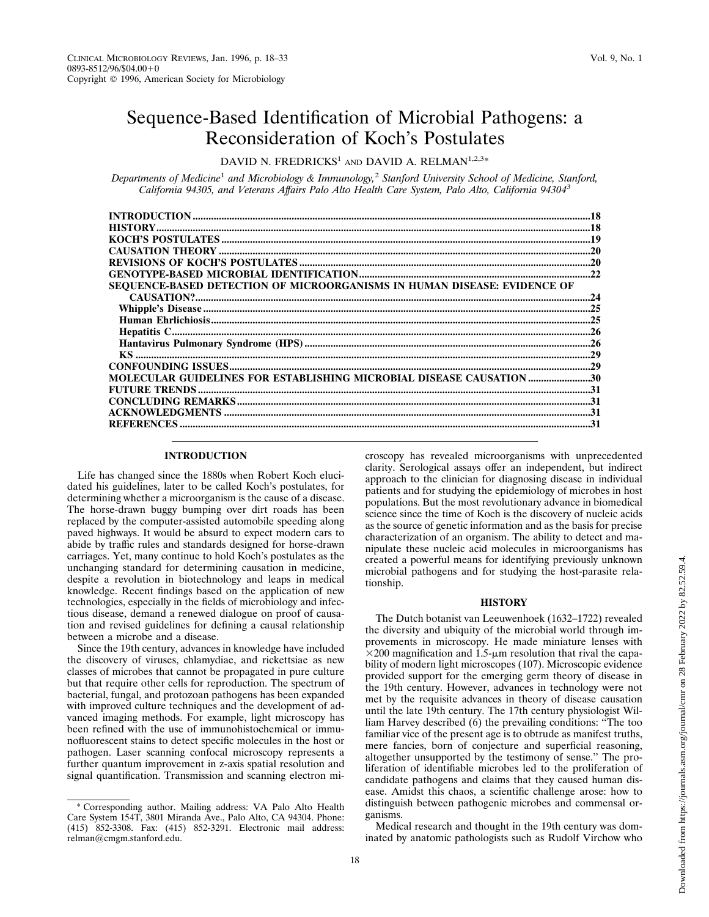# Sequence-Based Identification of Microbial Pathogens: a Reconsideration of Koch's Postulates

DAVID N. FREDRICKS[1] AND DAVID A. RELMAN[1,2,3]*

*Departments of Medicine[1] and Microbiology & Immunology,[2] Stanford University School of Medicine, Stanford, California 94305, and Veterans Affairs Palo Alto Health Care System, Palo Alto, California 94304[3]*

| | |
|---|---|
| **INTRODUCTION** | 18 |
| **HISTORY** | 18 |
| **KOCH'S POSTULATES** | 19 |
| **CAUSATION THEORY** | 20 |
| **REVISIONS OF KOCH'S POSTULATES** | 20 |
| **GENOTYPE-BASED MICROBIAL IDENTIFICATION** | 22 |
| **SEQUENCE-BASED DETECTION OF MICROORGANISMS IN HUMAN DISEASE: EVIDENCE OF CAUSATION?** | 24 |
| **Whipple's Disease** | 25 |
| **Human Ehrlichiosis** | 25 |
| **Hepatitis C** | 26 |
| **Hantavirus Pulmonary Syndrome (HPS)** | 26 |
| **KS** | 29 |
| **CONFOUNDING ISSUES** | 29 |
| **MOLECULAR GUIDELINES FOR ESTABLISHING MICROBIAL DISEASE CAUSATION** | 30 |
| **FUTURE TRENDS** | 31 |
| **CONCLUDING REMARKS** | 31 |
| **ACKNOWLEDGMENTS** | 31 |
| **REFERENCES** | 31 |

## INTRODUCTION

Life has changed since the 1880s when Robert Koch elucidated his guidelines, later to be called Koch's postulates, for determining whether a microorganism is the cause of a disease. The horse-drawn buggy bumping over dirt roads has been replaced by the computer-assisted automobile speeding along paved highways. It would be absurd to expect modern cars to abide by traffic rules and standards designed for horse-drawn carriages. Yet, many continue to hold Koch's postulates as the unchanging standard for determining causation in medicine, despite a revolution in biotechnology and leaps in medical knowledge. Recent findings based on the application of new technologies, especially in the fields of microbiology and infectious disease, demand a renewed dialogue on proof of causation and revised guidelines for defining a causal relationship between a microbe and a disease.

Since the 19th century, advances in knowledge have included the discovery of viruses, chlamydiae, and rickettsiae as new classes of microbes that cannot be propagated in pure culture but that require other cells for reproduction. The spectrum of bacterial, fungal, and protozoan pathogens has been expanded with improved culture techniques and the development of advanced imaging methods. For example, light microscopy has been refined with the use of immunohistochemical or immunofluorescent stains to detect specific molecules in the host or pathogen. Laser scanning confocal microscopy represents a further quantum improvement in z-axis spatial resolution and signal quantification. Transmission and scanning electron microscopy has revealed microorganisms with unprecedented clarity. Serological assays offer an independent, but indirect approach to the clinician for diagnosing disease in individual patients and for studying the epidemiology of microbes in host populations. But the most revolutionary advance in biomedical science since the time of Koch is the discovery of nucleic acids as the source of genetic information and as the basis for precise characterization of an organism. The ability to detect and manipulate these nucleic acid molecules in microorganisms has created a powerful means for identifying previously unknown microbial pathogens and for studying the host-parasite relationship.

## HISTORY

The Dutch botanist van Leeuwenhoek (1632–1722) revealed the diversity and ubiquity of the microbial world through improvements in microscopy. He made miniature lenses with $\times 200$ magnification and 1.5-μm resolution that rival the capability of modern light microscopes (107). Microscopic evidence provided support for the emerging germ theory of disease in the 19th century. However, advances in technology were not met by the requisite advances in theory of disease causation until the late 19th century. The 17th century physiologist William Harvey described (6) the prevailing conditions: "The too familiar vice of the present age is to obtrude as manifest truths, mere fancies, born of conjecture and superficial reasoning, altogether unsupported by the testimony of sense." The proliferation of identifiable microbes led to the proliferation of candidate pathogens and claims that they caused human disease. Amidst this chaos, a scientific challenge arose: how to distinguish between pathogenic microbes and commensal organisms.

Medical research and thought in the 19th century was dominated by anatomic pathologists such as Rudolf Virchow who

\* Corresponding author. Mailing address: VA Palo Alto Health Care System 154T, 3801 Miranda Ave., Palo Alto, CA 94304. Phone: (415) 852-3308. Fax: (415) 852-3291. Electronic mail address: relman@cmgm.stanford.edu.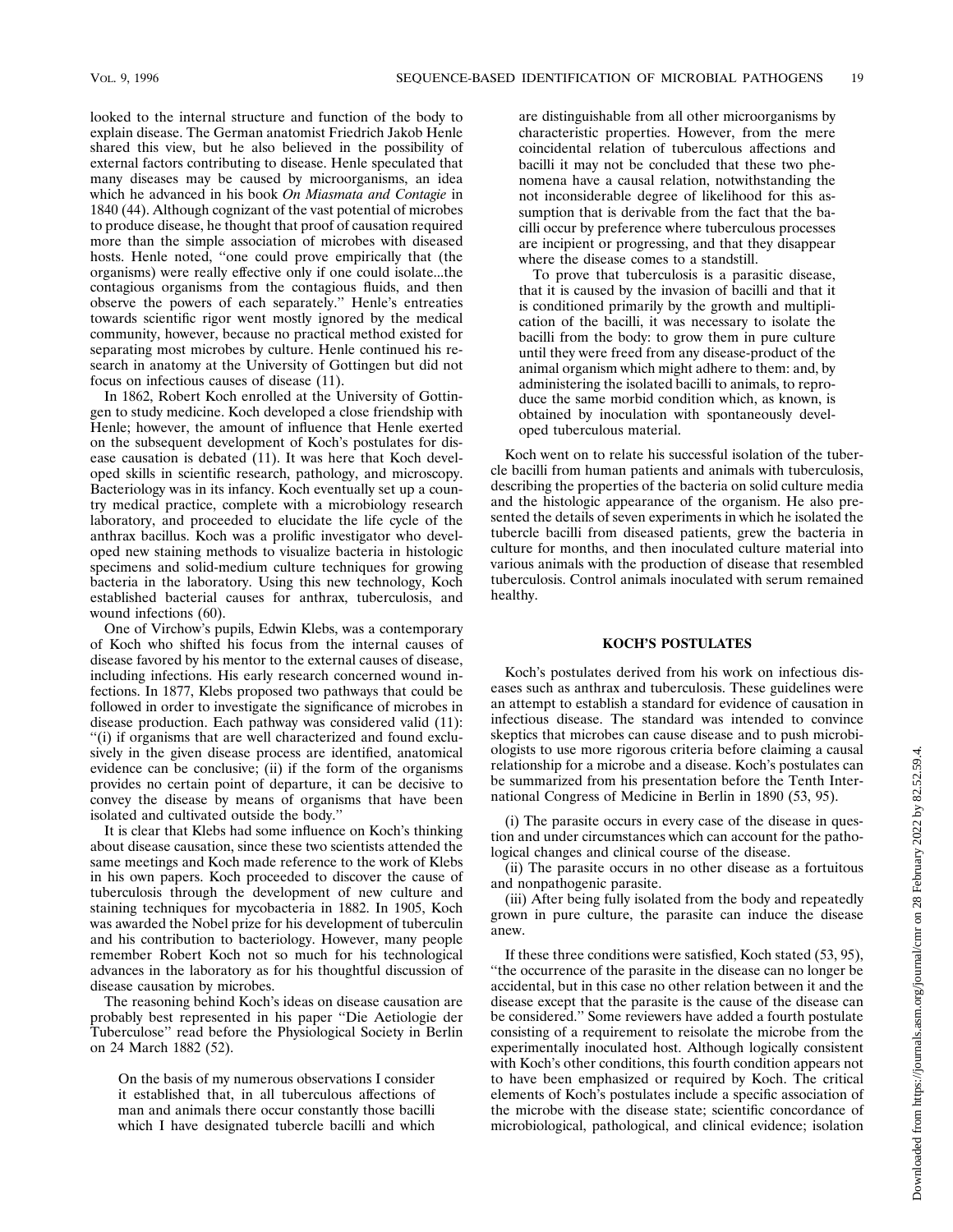looked to the internal structure and function of the body to explain disease. The German anatomist Friedrich Jakob Henle shared this view, but he also believed in the possibility of external factors contributing to disease. Henle speculated that many diseases may be caused by microorganisms, an idea which he advanced in his book *On Miasmata and Contagie* in 1840 (44). Although cognizant of the vast potential of microbes to produce disease, he thought that proof of causation required more than the simple association of microbes with diseased hosts. Henle noted, "one could prove empirically that (the organisms) were really effective only if one could isolate...the contagious organisms from the contagious fluids, and then observe the powers of each separately." Henle's entreaties towards scientific rigor went mostly ignored by the medical community, however, because no practical method existed for separating most microbes by culture. Henle continued his research in anatomy at the University of Gottingen but did not focus on infectious causes of disease (11).

In 1862, Robert Koch enrolled at the University of Gottingen to study medicine. Koch developed a close friendship with Henle; however, the amount of influence that Henle exerted on the subsequent development of Koch's postulates for disease causation is debated (11). It was here that Koch developed skills in scientific research, pathology, and microscopy. Bacteriology was in its infancy. Koch eventually set up a country medical practice, complete with a microbiology research laboratory, and proceeded to elucidate the life cycle of the anthrax bacillus. Koch was a prolific investigator who developed new staining methods to visualize bacteria in histologic specimens and solid-medium culture techniques for growing bacteria in the laboratory. Using this new technology, Koch established bacterial causes for anthrax, tuberculosis, and wound infections (60).

One of Virchow's pupils, Edwin Klebs, was a contemporary of Koch who shifted his focus from the internal causes of disease favored by his mentor to the external causes of disease, including infections. His early research concerned wound infections. In 1877, Klebs proposed two pathways that could be followed in order to investigate the significance of microbes in disease production. Each pathway was considered valid (11): "(i) if organisms that are well characterized and found exclusively in the given disease process are identified, anatomical evidence can be conclusive; (ii) if the form of the organisms provides no certain point of departure, it can be decisive to convey the disease by means of organisms that have been isolated and cultivated outside the body."

It is clear that Klebs had some influence on Koch's thinking about disease causation, since these two scientists attended the same meetings and Koch made reference to the work of Klebs in his own papers. Koch proceeded to discover the cause of tuberculosis through the development of new culture and staining techniques for mycobacteria in 1882. In 1905, Koch was awarded the Nobel prize for his development of tuberculin and his contribution to bacteriology. However, many people remember Robert Koch not so much for his technological advances in the laboratory as for his thoughtful discussion of disease causation by microbes.

The reasoning behind Koch's ideas on disease causation are probably best represented in his paper "Die Aetiologie der Tuberculose" read before the Physiological Society in Berlin on 24 March 1882 (52).

> On the basis of my numerous observations I consider it established that, in all tuberculous affections of man and animals there occur constantly those bacilli which I have designated tubercle bacilli and which are distinguishable from all other microorganisms by characteristic properties. However, from the mere coincidental relation of tuberculous affections and bacilli it may not be concluded that these two phenomena have a causal relation, notwithstanding the not inconsiderable degree of likelihood for this assumption that is derivable from the fact that the bacilli occur by preference where tuberculous processes are incipient or progressing, and that they disappear where the disease comes to a standstill.
>
> To prove that tuberculosis is a parasitic disease, that it is caused by the invasion of bacilli and that it is conditioned primarily by the growth and multiplication of the bacilli, it was necessary to isolate the bacilli from the body: to grow them in pure culture until they were freed from any disease-product of the animal organism which might adhere to them: and, by administering the isolated bacilli to animals, to reproduce the same morbid condition which, as known, is obtained by inoculation with spontaneously developed tuberculous material.

Koch went on to relate his successful isolation of the tubercle bacilli from human patients and animals with tuberculosis, describing the properties of the bacteria on solid culture media and the histologic appearance of the organism. He also presented the details of seven experiments in which he isolated the tubercle bacilli from diseased patients, grew the bacteria in culture for months, and then inoculated culture material into various animals with the production of disease that resembled tuberculosis. Control animals inoculated with serum remained healthy.

## KOCH'S POSTULATES

Koch's postulates derived from his work on infectious diseases such as anthrax and tuberculosis. These guidelines were an attempt to establish a standard for evidence of causation in infectious disease. The standard was intended to convince skeptics that microbes can cause disease and to push microbiologists to use more rigorous criteria before claiming a causal relationship for a microbe and a disease. Koch's postulates can be summarized from his presentation before the Tenth International Congress of Medicine in Berlin in 1890 (53, 95).

(i) The parasite occurs in every case of the disease in question and under circumstances which can account for the pathological changes and clinical course of the disease.

(ii) The parasite occurs in no other disease as a fortuitous and nonpathogenic parasite.

(iii) After being fully isolated from the body and repeatedly grown in pure culture, the parasite can induce the disease anew.

If these three conditions were satisfied, Koch stated (53, 95), "the occurrence of the parasite in the disease can no longer be accidental, but in this case no other relation between it and the disease except that the parasite is the cause of the disease can be considered." Some reviewers have added a fourth postulate consisting of a requirement to reisolate the microbe from the experimentally inoculated host. Although logically consistent with Koch's other conditions, this fourth condition appears not to have been emphasized or required by Koch. The critical elements of Koch's postulates include a specific association of the microbe with the disease state; scientific concordance of microbiological, pathological, and clinical evidence; isolation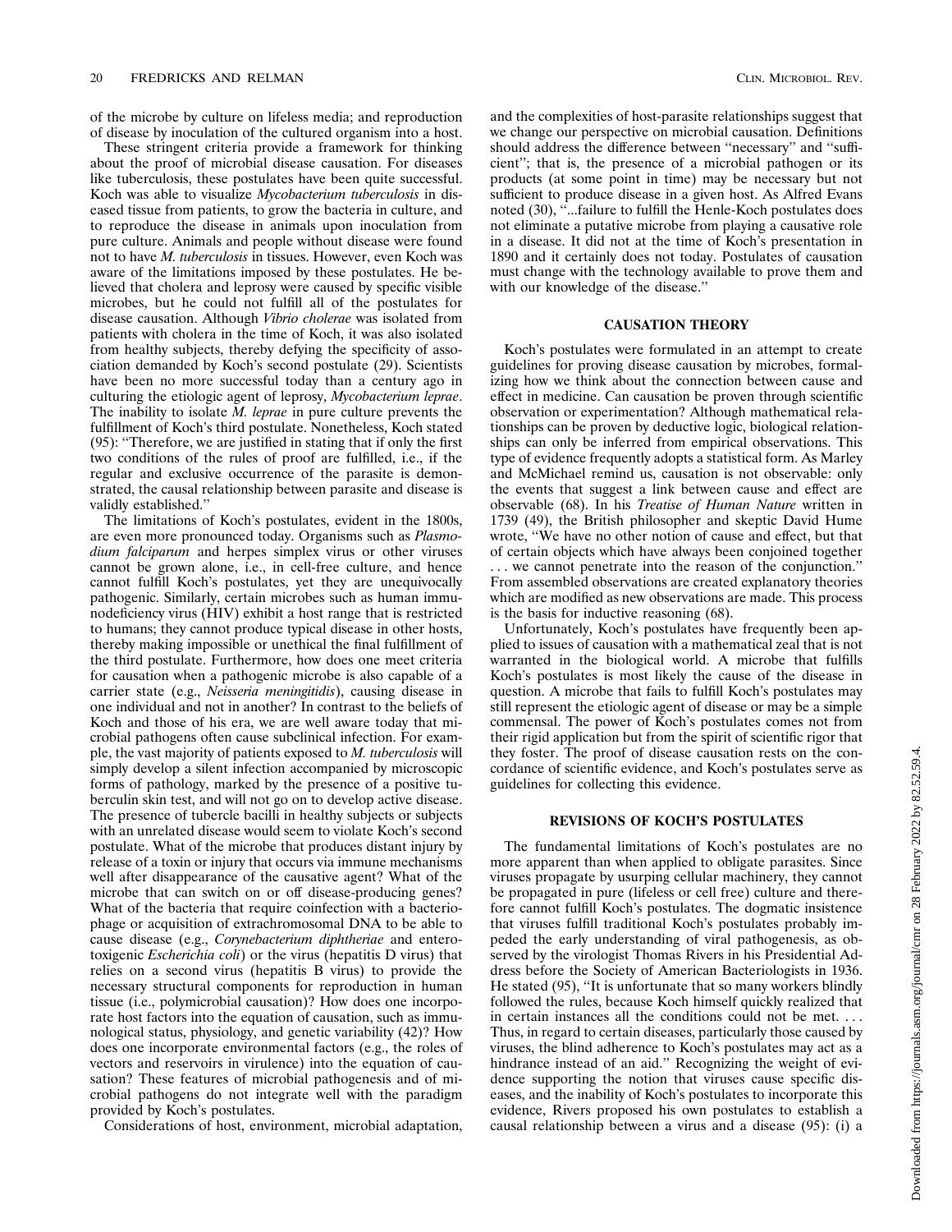of the microbe by culture on lifeless media; and reproduction of disease by inoculation of the cultured organism into a host.

These stringent criteria provide a framework for thinking about the proof of microbial disease causation. For diseases like tuberculosis, these postulates have been quite successful. Koch was able to visualize *Mycobacterium tuberculosis* in diseased tissue from patients, to grow the bacteria in culture, and to reproduce the disease in animals upon inoculation from pure culture. Animals and people without disease were found not to have *M. tuberculosis* in tissues. However, even Koch was aware of the limitations imposed by these postulates. He believed that cholera and leprosy were caused by specific visible microbes, but he could not fulfill all of the postulates for disease causation. Although *Vibrio cholerae* was isolated from patients with cholera in the time of Koch, it was also isolated from healthy subjects, thereby defying the specificity of association demanded by Koch's second postulate (29). Scientists have been no more successful today than a century ago in culturing the etiologic agent of leprosy, *Mycobacterium leprae*. The inability to isolate *M. leprae* in pure culture prevents the fulfillment of Koch's third postulate. Nonetheless, Koch stated (95): "Therefore, we are justified in stating that if only the first two conditions of the rules of proof are fulfilled, i.e., if the regular and exclusive occurrence of the parasite is demonstrated, the causal relationship between parasite and disease is validly established."

The limitations of Koch's postulates, evident in the 1800s, are even more pronounced today. Organisms such as *Plasmodium falciparum* and herpes simplex virus or other viruses cannot be grown alone, i.e., in cell-free culture, and hence cannot fulfill Koch's postulates, yet they are unequivocally pathogenic. Similarly, certain microbes such as human immunodeficiency virus (HIV) exhibit a host range that is restricted to humans; they cannot produce typical disease in other hosts, thereby making impossible or unethical the final fulfillment of the third postulate. Furthermore, how does one meet criteria for causation when a pathogenic microbe is also capable of a carrier state (e.g., *Neisseria meningitidis*), causing disease in one individual and not in another? In contrast to the beliefs of Koch and those of his era, we are well aware today that microbial pathogens often cause subclinical infection. For example, the vast majority of patients exposed to *M. tuberculosis* will simply develop a silent infection accompanied by microscopic forms of pathology, marked by the presence of a positive tuberculin skin test, and will not go on to develop active disease. The presence of tubercle bacilli in healthy subjects or subjects with an unrelated disease would seem to violate Koch's second postulate. What of the microbe that produces distant injury by release of a toxin or injury that occurs via immune mechanisms well after disappearance of the causative agent? What of the microbe that can switch on or off disease-producing genes? What of the bacteria that require coinfection with a bacteriophage or acquisition of extrachromosomal DNA to be able to cause disease (e.g., *Corynebacterium diphtheriae* and enterotoxigenic *Escherichia coli*) or the virus (hepatitis D virus) that relies on a second virus (hepatitis B virus) to provide the necessary structural components for reproduction in human tissue (i.e., polymicrobial causation)? How does one incorporate host factors into the equation of causation, such as immunological status, physiology, and genetic variability (42)? How does one incorporate environmental factors (e.g., the roles of vectors and reservoirs in virulence) into the equation of causation? These features of microbial pathogenesis and of microbial pathogens do not integrate well with the paradigm provided by Koch's postulates.

Considerations of host, environment, microbial adaptation, and the complexities of host-parasite relationships suggest that we change our perspective on microbial causation. Definitions should address the difference between "necessary" and "sufficient"; that is, the presence of a microbial pathogen or its products (at some point in time) may be necessary but not sufficient to produce disease in a given host. As Alfred Evans noted (30), "...failure to fulfill the Henle-Koch postulates does not eliminate a putative microbe from playing a causative role in a disease. It did not at the time of Koch's presentation in 1890 and it certainly does not today. Postulates of causation must change with the technology available to prove them and with our knowledge of the disease."

## CAUSATION THEORY

Koch's postulates were formulated in an attempt to create guidelines for proving disease causation by microbes, formalizing how we think about the connection between cause and effect in medicine. Can causation be proven through scientific observation or experimentation? Although mathematical relationships can be proven by deductive logic, biological relationships can only be inferred from empirical observations. This type of evidence frequently adopts a statistical form. As Marley and McMichael remind us, causation is not observable: only the events that suggest a link between cause and effect are observable (68). In his *Treatise of Human Nature* written in 1739 (49), the British philosopher and skeptic David Hume wrote, "We have no other notion of cause and effect, but that of certain objects which have always been conjoined together . . . we cannot penetrate into the reason of the conjunction." From assembled observations are created explanatory theories which are modified as new observations are made. This process is the basis for inductive reasoning (68).

Unfortunately, Koch's postulates have frequently been applied to issues of causation with a mathematical zeal that is not warranted in the biological world. A microbe that fulfills Koch's postulates is most likely the cause of the disease in question. A microbe that fails to fulfill Koch's postulates may still represent the etiologic agent of disease or may be a simple commensal. The power of Koch's postulates comes not from their rigid application but from the spirit of scientific rigor that they foster. The proof of disease causation rests on the concordance of scientific evidence, and Koch's postulates serve as guidelines for collecting this evidence.

## REVISIONS OF KOCH'S POSTULATES

The fundamental limitations of Koch's postulates are no more apparent than when applied to obligate parasites. Since viruses propagate by usurping cellular machinery, they cannot be propagated in pure (lifeless or cell free) culture and therefore cannot fulfill Koch's postulates. The dogmatic insistence that viruses fulfill traditional Koch's postulates probably impeded the early understanding of viral pathogenesis, as observed by the virologist Thomas Rivers in his Presidential Address before the Society of American Bacteriologists in 1936. He stated (95), "It is unfortunate that so many workers blindly followed the rules, because Koch himself quickly realized that in certain instances all the conditions could not be met. . . . Thus, in regard to certain diseases, particularly those caused by viruses, the blind adherence to Koch's postulates may act as a hindrance instead of an aid." Recognizing the weight of evidence supporting the notion that viruses cause specific diseases, and the inability of Koch's postulates to incorporate this evidence, Rivers proposed his own postulates to establish a causal relationship between a virus and a disease (95): (i) a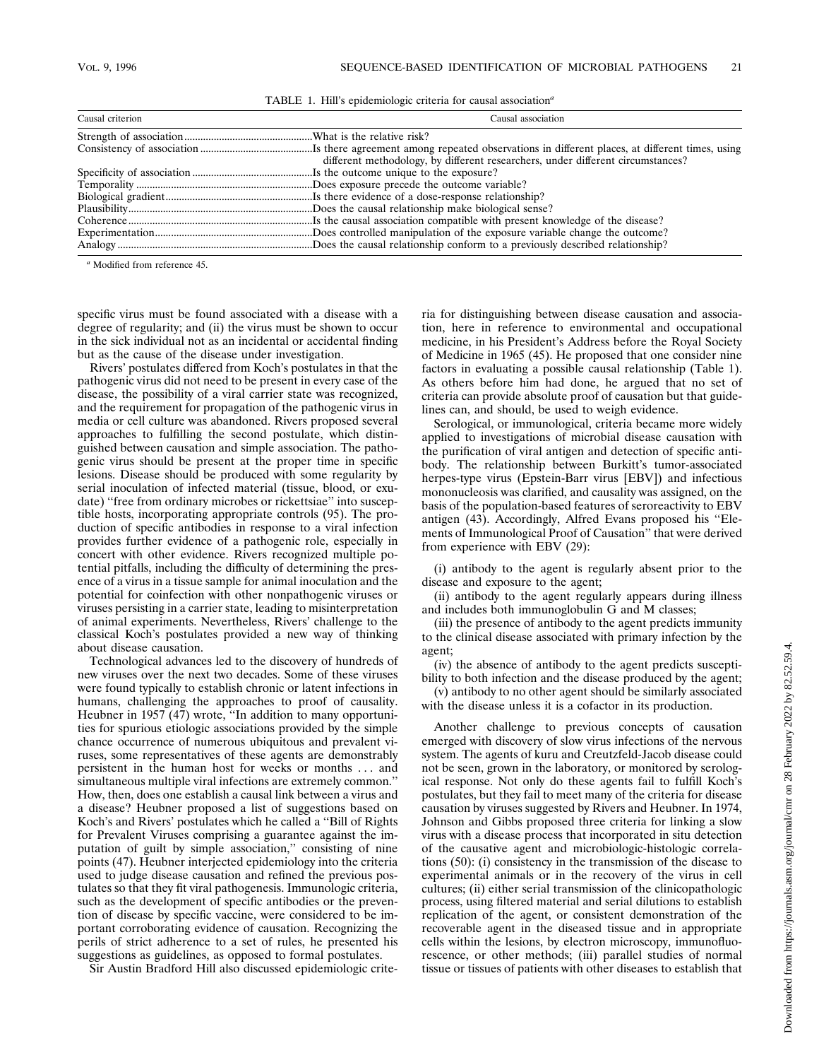TABLE 1. Hill's epidemiologic criteria for causal association[a]

| Causal criterion | Causal association |
|---|---|
| Strength of association | What is the relative risk? |
| Consistency of association | Is there agreement among repeated observations in different places, at different times, using different methodology, by different researchers, under different circumstances? |
| Specificity of association | Is the outcome unique to the exposure? |
| Temporality | Does exposure precede the outcome variable? |
| Biological gradient | Is there evidence of a dose-response relationship? |
| Plausibility | Does the causal relationship make biological sense? |
| Coherence | Is the causal association compatible with present knowledge of the disease? |
| Experimentation | Does controlled manipulation of the exposure variable change the outcome? |
| Analogy | Does the causal relationship conform to a previously described relationship? |

[a] Modified from reference 45.

specific virus must be found associated with a disease with a degree of regularity; and (ii) the virus must be shown to occur in the sick individual not as an incidental or accidental finding but as the cause of the disease under investigation.

Rivers' postulates differed from Koch's postulates in that the pathogenic virus did not need to be present in every case of the disease, the possibility of a viral carrier state was recognized, and the requirement for propagation of the pathogenic virus in media or cell culture was abandoned. Rivers proposed several approaches to fulfilling the second postulate, which distinguished between causation and simple association. The pathogenic virus should be present at the proper time in specific lesions. Disease should be produced with some regularity by serial inoculation of infected material (tissue, blood, or exudate) "free from ordinary microbes or rickettsiae" into susceptible hosts, incorporating appropriate controls (95). The production of specific antibodies in response to a viral infection provides further evidence of a pathogenic role, especially in concert with other evidence. Rivers recognized multiple potential pitfalls, including the difficulty of determining the presence of a virus in a tissue sample for animal inoculation and the potential for coinfection with other nonpathogenic viruses or viruses persisting in a carrier state, leading to misinterpretation of animal experiments. Nevertheless, Rivers' challenge to the classical Koch's postulates provided a new way of thinking about disease causation.

Technological advances led to the discovery of hundreds of new viruses over the next two decades. Some of these viruses were found typically to establish chronic or latent infections in humans, challenging the approaches to proof of causality. Heubner in 1957 (47) wrote, "In addition to many opportunities for spurious etiologic associations provided by the simple chance occurrence of numerous ubiquitous and prevalent viruses, some representatives of these agents are demonstrably persistent in the human host for weeks or months . . . and simultaneous multiple viral infections are extremely common." How, then, does one establish a causal link between a virus and a disease? Heubner proposed a list of suggestions based on Koch's and Rivers' postulates which he called a "Bill of Rights for Prevalent Viruses comprising a guarantee against the imputation of guilt by simple association," consisting of nine points (47). Heubner interjected epidemiology into the criteria used to judge disease causation and refined the previous postulates so that they fit viral pathogenesis. Immunologic criteria, such as the development of specific antibodies or the prevention of disease by specific vaccine, were considered to be important corroborating evidence of causation. Recognizing the perils of strict adherence to a set of rules, he presented his suggestions as guidelines, as opposed to formal postulates.

Sir Austin Bradford Hill also discussed epidemiologic criteria for distinguishing between disease causation and association, here in reference to environmental and occupational medicine, in his President's Address before the Royal Society of Medicine in 1965 (45). He proposed that one consider nine factors in evaluating a possible causal relationship (Table 1). As others before him had done, he argued that no set of criteria can provide absolute proof of causation but that guidelines can, and should, be used to weigh evidence.

Serological, or immunological, criteria became more widely applied to investigations of microbial disease causation with the purification of viral antigen and detection of specific antibody. The relationship between Burkitt's tumor-associated herpes-type virus (Epstein-Barr virus [EBV]) and infectious mononucleosis was clarified, and causality was assigned, on the basis of the population-based features of seroreactivity to EBV antigen (43). Accordingly, Alfred Evans proposed his "Elements of Immunological Proof of Causation" that were derived from experience with EBV (29):

(i) antibody to the agent is regularly absent prior to the disease and exposure to the agent;

(ii) antibody to the agent regularly appears during illness and includes both immunoglobulin G and M classes;

(iii) the presence of antibody to the agent predicts immunity to the clinical disease associated with primary infection by the agent;

(iv) the absence of antibody to the agent predicts susceptibility to both infection and the disease produced by the agent;

(v) antibody to no other agent should be similarly associated with the disease unless it is a cofactor in its production.

Another challenge to previous concepts of causation emerged with discovery of slow virus infections of the nervous system. The agents of kuru and Creutzfeld-Jacob disease could not be seen, grown in the laboratory, or monitored by serological response. Not only do these agents fail to fulfill Koch's postulates, but they fail to meet many of the criteria for disease causation by viruses suggested by Rivers and Heubner. In 1974, Johnson and Gibbs proposed three criteria for linking a slow virus with a disease process that incorporated in situ detection of the causative agent and microbiologic-histologic correlations (50): (i) consistency in the transmission of the disease to experimental animals or in the recovery of the virus in cell cultures; (ii) either serial transmission of the clinicopathologic process, using filtered material and serial dilutions to establish replication of the agent, or consistent demonstration of the recoverable agent in the diseased tissue and in appropriate cells within the lesions, by electron microscopy, immunofluorescence, or other methods; (iii) parallel studies of normal tissue or tissues of patients with other diseases to establish that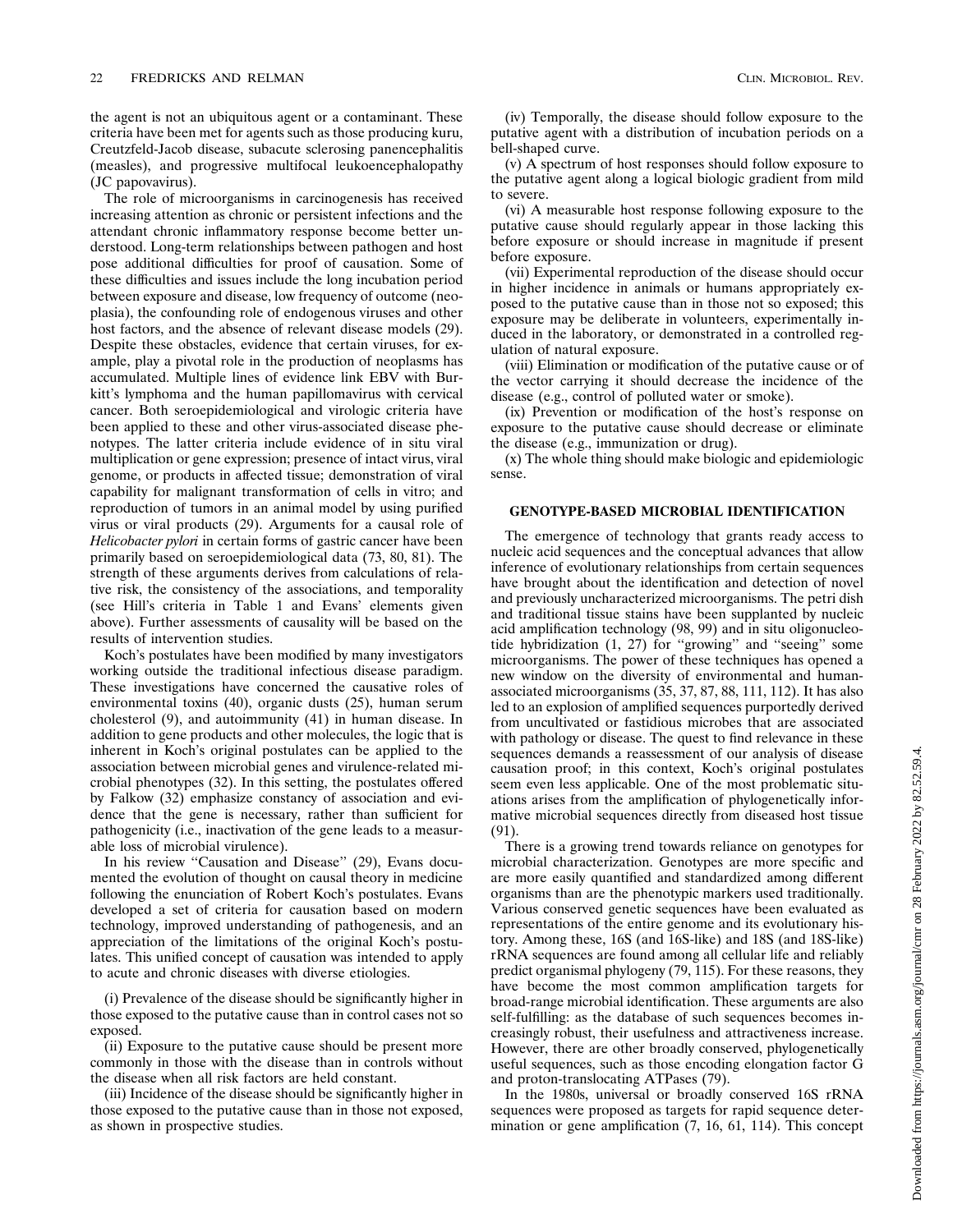the agent is not an ubiquitous agent or a contaminant. These criteria have been met for agents such as those producing kuru, Creutzfeld-Jacob disease, subacute sclerosing panencephalitis (measles), and progressive multifocal leukoencephalopathy (JC papovavirus).

The role of microorganisms in carcinogenesis has received increasing attention as chronic or persistent infections and the attendant chronic inflammatory response become better understood. Long-term relationships between pathogen and host pose additional difficulties for proof of causation. Some of these difficulties and issues include the long incubation period between exposure and disease, low frequency of outcome (neoplasia), the confounding role of endogenous viruses and other host factors, and the absence of relevant disease models (29). Despite these obstacles, evidence that certain viruses, for example, play a pivotal role in the production of neoplasms has accumulated. Multiple lines of evidence link EBV with Burkitt's lymphoma and the human papillomavirus with cervical cancer. Both seroepidemiological and virologic criteria have been applied to these and other virus-associated disease phenotypes. The latter criteria include evidence of in situ viral multiplication or gene expression; presence of intact virus, viral genome, or products in affected tissue; demonstration of viral capability for malignant transformation of cells in vitro; and reproduction of tumors in an animal model by using purified virus or viral products (29). Arguments for a causal role of *Helicobacter pylori* in certain forms of gastric cancer have been primarily based on seroepidemiological data (73, 80, 81). The strength of these arguments derives from calculations of relative risk, the consistency of the associations, and temporality (see Hill's criteria in Table 1 and Evans' elements given above). Further assessments of causality will be based on the results of intervention studies.

Koch's postulates have been modified by many investigators working outside the traditional infectious disease paradigm. These investigations have concerned the causative roles of environmental toxins (40), organic dusts (25), human serum cholesterol (9), and autoimmunity (41) in human disease. In addition to gene products and other molecules, the logic that is inherent in Koch's original postulates can be applied to the association between microbial genes and virulence-related microbial phenotypes (32). In this setting, the postulates offered by Falkow (32) emphasize constancy of association and evidence that the gene is necessary, rather than sufficient for pathogenicity (i.e., inactivation of the gene leads to a measurable loss of microbial virulence).

In his review "Causation and Disease" (29), Evans documented the evolution of thought on causal theory in medicine following the enunciation of Robert Koch's postulates. Evans developed a set of criteria for causation based on modern technology, improved understanding of pathogenesis, and an appreciation of the limitations of the original Koch's postulates. This unified concept of causation was intended to apply to acute and chronic diseases with diverse etiologies.

(i) Prevalence of the disease should be significantly higher in those exposed to the putative cause than in control cases not so exposed.

(ii) Exposure to the putative cause should be present more commonly in those with the disease than in controls without the disease when all risk factors are held constant.

(iii) Incidence of the disease should be significantly higher in those exposed to the putative cause than in those not exposed, as shown in prospective studies.

(iv) Temporally, the disease should follow exposure to the putative agent with a distribution of incubation periods on a bell-shaped curve.

(v) A spectrum of host responses should follow exposure to the putative agent along a logical biologic gradient from mild to severe.

(vi) A measurable host response following exposure to the putative cause should regularly appear in those lacking this before exposure or should increase in magnitude if present before exposure.

(vii) Experimental reproduction of the disease should occur in higher incidence in animals or humans appropriately exposed to the putative cause than in those not so exposed; this exposure may be deliberate in volunteers, experimentally induced in the laboratory, or demonstrated in a controlled regulation of natural exposure.

(viii) Elimination or modification of the putative cause or of the vector carrying it should decrease the incidence of the disease (e.g., control of polluted water or smoke).

(ix) Prevention or modification of the host's response on exposure to the putative cause should decrease or eliminate the disease (e.g., immunization or drug).

(x) The whole thing should make biologic and epidemiologic sense.

## GENOTYPE-BASED MICROBIAL IDENTIFICATION

The emergence of technology that grants ready access to nucleic acid sequences and the conceptual advances that allow inference of evolutionary relationships from certain sequences have brought about the identification and detection of novel and previously uncharacterized microorganisms. The petri dish and traditional tissue stains have been supplanted by nucleic acid amplification technology (98, 99) and in situ oligonucleotide hybridization (1, 27) for "growing" and "seeing" some microorganisms. The power of these techniques has opened a new window on the diversity of environmental and human-associated microorganisms (35, 37, 87, 88, 111, 112). It has also led to an explosion of amplified sequences purportedly derived from uncultivated or fastidious microbes that are associated with pathology or disease. The quest to find relevance in these sequences demands a reassessment of our analysis of disease causation proof; in this context, Koch's original postulates seem even less applicable. One of the most problematic situations arises from the amplification of phylogenetically informative microbial sequences directly from diseased host tissue (91).

There is a growing trend towards reliance on genotypes for microbial characterization. Genotypes are more specific and are more easily quantified and standardized among different organisms than are the phenotypic markers used traditionally. Various conserved genetic sequences have been evaluated as representations of the entire genome and its evolutionary history. Among these, 16S (and 16S-like) and 18S (and 18S-like) rRNA sequences are found among all cellular life and reliably predict organismal phylogeny (79, 115). For these reasons, they have become the most common amplification targets for broad-range microbial identification. These arguments are also self-fulfilling: as the database of such sequences becomes increasingly robust, their usefulness and attractiveness increase. However, there are other broadly conserved, phylogenetically useful sequences, such as those encoding elongation factor G and proton-translocating ATPases (79).

In the 1980s, universal or broadly conserved 16S rRNA sequences were proposed as targets for rapid sequence determination or gene amplification (7, 16, 61, 114). This concept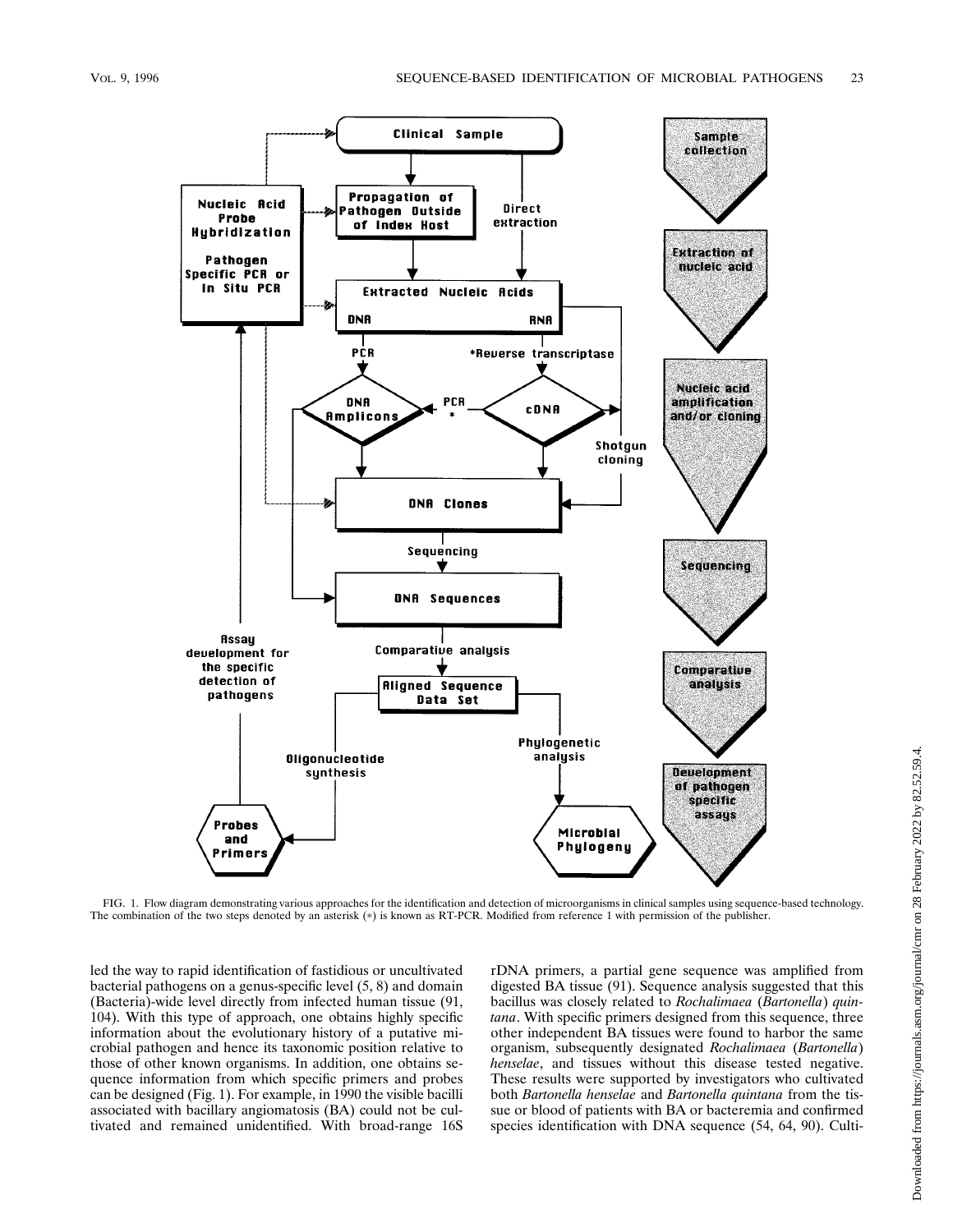FIG. 1. Flow diagram demonstrating various approaches for the identification and detection of microorganisms in clinical samples using sequence-based technology. The combination of the two steps denoted by an asterisk (*) is known as RT-PCR. Modified from reference 1 with permission of the publisher.

led the way to rapid identification of fastidious or uncultivated bacterial pathogens on a genus-specific level (5, 8) and domain (Bacteria)-wide level directly from infected human tissue (91, 104). With this type of approach, one obtains highly specific information about the evolutionary history of a putative microbial pathogen and hence its taxonomic position relative to those of other known organisms. In addition, one obtains sequence information from which specific primers and probes can be designed (Fig. 1). For example, in 1990 the visible bacilli associated with bacillary angiomatosis (BA) could not be cultivated and remained unidentified. With broad-range 16S rDNA primers, a partial gene sequence was amplified from digested BA tissue (91). Sequence analysis suggested that this bacillus was closely related to *Rochalimaea* (*Bartonella*) *quintana*. With specific primers designed from this sequence, three other independent BA tissues were found to harbor the same organism, subsequently designated *Rochalimaea* (*Bartonella*) *henselae*, and tissues without this disease tested negative. These results were supported by investigators who cultivated both *Bartonella henselae* and *Bartonella quintana* from the tissue or blood of patients with BA or bacteremia and confirmed species identification with DNA sequence (54, 64, 90). Culti-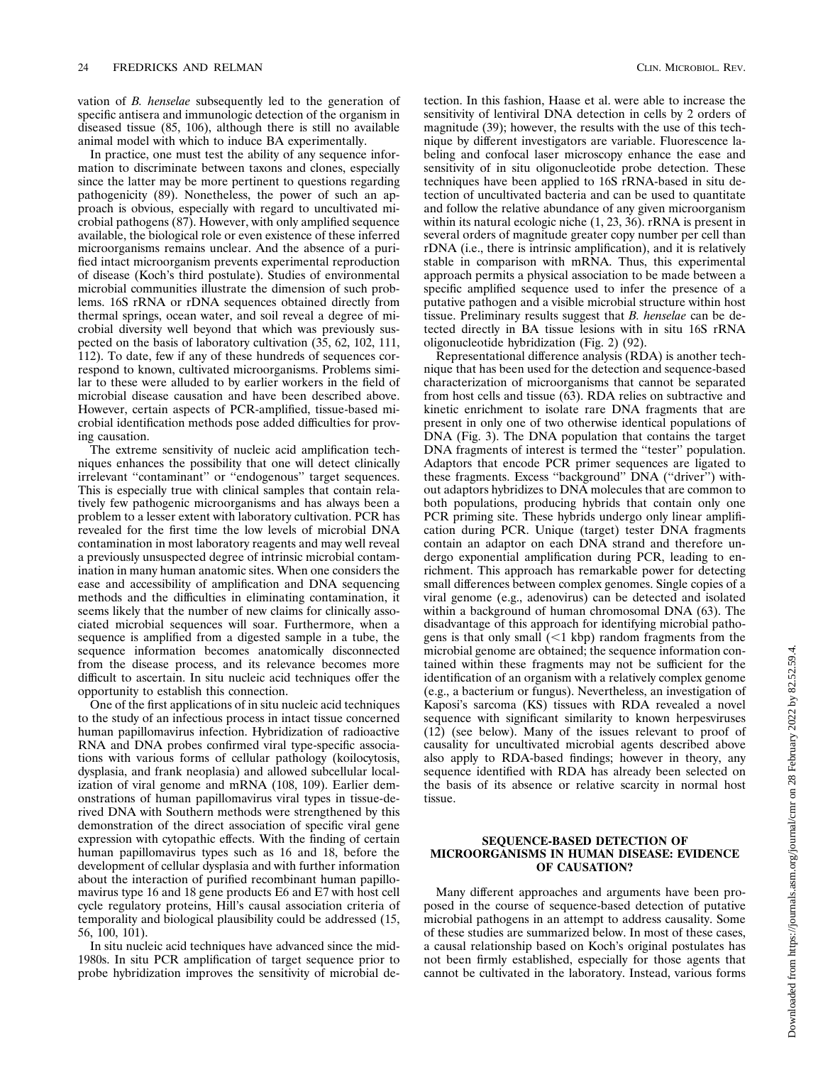vation of *B. henselae* subsequently led to the generation of specific antisera and immunologic detection of the organism in diseased tissue (85, 106), although there is still no available animal model with which to induce BA experimentally.

In practice, one must test the ability of any sequence information to discriminate between taxons and clones, especially since the latter may be more pertinent to questions regarding pathogenicity (89). Nonetheless, the power of such an approach is obvious, especially with regard to uncultivated microbial pathogens (87). However, with only amplified sequence available, the biological role or even existence of these inferred microorganisms remains unclear. And the absence of a purified intact microorganism prevents experimental reproduction of disease (Koch's third postulate). Studies of environmental microbial communities illustrate the dimension of such problems. 16S rRNA or rDNA sequences obtained directly from thermal springs, ocean water, and soil reveal a degree of microbial diversity well beyond that which was previously suspected on the basis of laboratory cultivation (35, 62, 102, 111, 112). To date, few if any of these hundreds of sequences correspond to known, cultivated microorganisms. Problems similar to these were alluded to by earlier workers in the field of microbial disease causation and have been described above. However, certain aspects of PCR-amplified, tissue-based microbial identification methods pose added difficulties for proving causation.

The extreme sensitivity of nucleic acid amplification techniques enhances the possibility that one will detect clinically irrelevant "contaminant" or "endogenous" target sequences. This is especially true with clinical samples that contain relatively few pathogenic microorganisms and has always been a problem to a lesser extent with laboratory cultivation. PCR has revealed for the first time the low levels of microbial DNA contamination in most laboratory reagents and may well reveal a previously unsuspected degree of intrinsic microbial contamination in many human anatomic sites. When one considers the ease and accessibility of amplification and DNA sequencing methods and the difficulties in eliminating contamination, it seems likely that the number of new claims for clinically associated microbial sequences will soar. Furthermore, when a sequence is amplified from a digested sample in a tube, the sequence information becomes anatomically disconnected from the disease process, and its relevance becomes more difficult to ascertain. In situ nucleic acid techniques offer the opportunity to establish this connection.

One of the first applications of in situ nucleic acid techniques to the study of an infectious process in intact tissue concerned human papillomavirus infection. Hybridization of radioactive RNA and DNA probes confirmed viral type-specific associations with various forms of cellular pathology (koilocytosis, dysplasia, and frank neoplasia) and allowed subcellular localization of viral genome and mRNA (108, 109). Earlier demonstrations of human papillomavirus viral types in tissue-derived DNA with Southern methods were strengthened by this demonstration of the direct association of specific viral gene expression with cytopathic effects. With the finding of certain human papillomavirus types such as 16 and 18, before the development of cellular dysplasia and with further information about the interaction of purified recombinant human papillomavirus type 16 and 18 gene products E6 and E7 with host cell cycle regulatory proteins, Hill's causal association criteria of temporality and biological plausibility could be addressed (15, 56, 100, 101).

In situ nucleic acid techniques have advanced since the mid-1980s. In situ PCR amplification of target sequence prior to probe hybridization improves the sensitivity of microbial detection. In this fashion, Haase et al. were able to increase the sensitivity of lentiviral DNA detection in cells by 2 orders of magnitude (39); however, the results with the use of this technique by different investigators are variable. Fluorescence labeling and confocal laser microscopy enhance the ease and sensitivity of in situ oligonucleotide probe detection. These techniques have been applied to 16S rRNA-based in situ detection of uncultivated bacteria and can be used to quantitate and follow the relative abundance of any given microorganism within its natural ecologic niche (1, 23, 36). rRNA is present in several orders of magnitude greater copy number per cell than rDNA (i.e., there is intrinsic amplification), and it is relatively stable in comparison with mRNA. Thus, this experimental approach permits a physical association to be made between a specific amplified sequence used to infer the presence of a putative pathogen and a visible microbial structure within host tissue. Preliminary results suggest that *B. henselae* can be detected directly in BA tissue lesions with in situ 16S rRNA oligonucleotide hybridization (Fig. 2) (92).

Representational difference analysis (RDA) is another technique that has been used for the detection and sequence-based characterization of microorganisms that cannot be separated from host cells and tissue (63). RDA relies on subtractive and kinetic enrichment to isolate rare DNA fragments that are present in only one of two otherwise identical populations of DNA (Fig. 3). The DNA population that contains the target DNA fragments of interest is termed the "tester" population. Adaptors that encode PCR primer sequences are ligated to these fragments. Excess "background" DNA ("driver") without adaptors hybridizes to DNA molecules that are common to both populations, producing hybrids that contain only one PCR priming site. These hybrids undergo only linear amplification during PCR. Unique (target) tester DNA fragments contain an adaptor on each DNA strand and therefore undergo exponential amplification during PCR, leading to enrichment. This approach has remarkable power for detecting small differences between complex genomes. Single copies of a viral genome (e.g., adenovirus) can be detected and isolated within a background of human chromosomal DNA (63). The disadvantage of this approach for identifying microbial pathogens is that only small (<1 kbp) random fragments from the microbial genome are obtained; the sequence information contained within these fragments may not be sufficient for the identification of an organism with a relatively complex genome (e.g., a bacterium or fungus). Nevertheless, an investigation of Kaposi's sarcoma (KS) tissues with RDA revealed a novel sequence with significant similarity to known herpesviruses (12) (see below). Many of the issues relevant to proof of causality for uncultivated microbial agents described above also apply to RDA-based findings; however in theory, any sequence identified with RDA has already been selected on the basis of its absence or relative scarcity in normal host tissue.

## SEQUENCE-BASED DETECTION OF MICROORGANISMS IN HUMAN DISEASE: EVIDENCE OF CAUSATION?

Many different approaches and arguments have been proposed in the course of sequence-based detection of putative microbial pathogens in an attempt to address causality. Some of these studies are summarized below. In most of these cases, a causal relationship based on Koch's original postulates has not been firmly established, especially for those agents that cannot be cultivated in the laboratory. Instead, various forms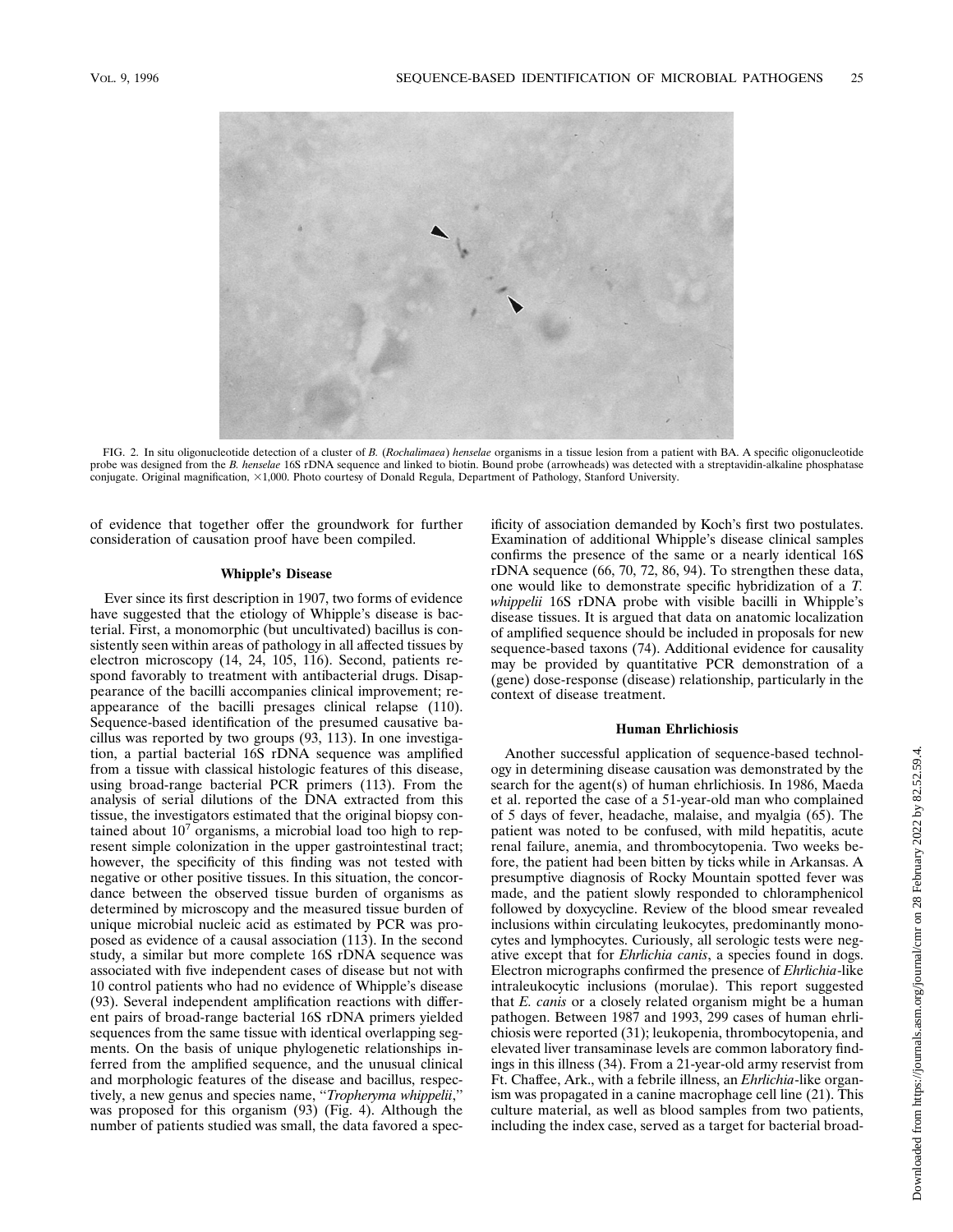FIG. 2. In situ oligonucleotide detection of a cluster of *B.* (*Rochalimaea*) *henselae* organisms in a tissue lesion from a patient with BA. A specific oligonucleotide probe was designed from the *B. henselae* 16S rDNA sequence and linked to biotin. Bound probe (arrowheads) was detected with a streptavidin-alkaline phosphatase conjugate. Original magnification, ×1,000. Photo courtesy of Donald Regula, Department of Pathology, Stanford University.

of evidence that together offer the groundwork for further consideration of causation proof have been compiled.

### Whipple's Disease

Ever since its first description in 1907, two forms of evidence have suggested that the etiology of Whipple's disease is bacterial. First, a monomorphic (but uncultivated) bacillus is consistently seen within areas of pathology in all affected tissues by electron microscopy (14, 24, 105, 116). Second, patients respond favorably to treatment with antibacterial drugs. Disappearance of the bacilli accompanies clinical improvement; reappearance of the bacilli presages clinical relapse (110). Sequence-based identification of the presumed causative bacillus was reported by two groups (93, 113). In one investigation, a partial bacterial 16S rDNA sequence was amplified from a tissue with classical histologic features of this disease, using broad-range bacterial PCR primers (113). From the analysis of serial dilutions of the DNA extracted from this tissue, the investigators estimated that the original biopsy contained about $10^7$ organisms, a microbial load too high to represent simple colonization in the upper gastrointestinal tract; however, the specificity of this finding was not tested with negative or other positive tissues. In this situation, the concordance between the observed tissue burden of organisms as determined by microscopy and the measured tissue burden of unique microbial nucleic acid as estimated by PCR was proposed as evidence of a causal association (113). In the second study, a similar but more complete 16S rDNA sequence was associated with five independent cases of disease but not with 10 control patients who had no evidence of Whipple's disease (93). Several independent amplification reactions with different pairs of broad-range bacterial 16S rDNA primers yielded sequences from the same tissue with identical overlapping segments. On the basis of unique phylogenetic relationships inferred from the amplified sequence, and the unusual clinical and morphologic features of the disease and bacillus, respectively, a new genus and species name, "*Tropheryma whippelii*," was proposed for this organism (93) (Fig. 4). Although the number of patients studied was small, the data favored a specificity of association demanded by Koch's first two postulates. Examination of additional Whipple's disease clinical samples confirms the presence of the same or a nearly identical 16S rDNA sequence (66, 70, 72, 86, 94). To strengthen these data, one would like to demonstrate specific hybridization of a *T. whippelii* 16S rDNA probe with visible bacilli in Whipple's disease tissues. It is argued that data on anatomic localization of amplified sequence should be included in proposals for new sequence-based taxons (74). Additional evidence for causality may be provided by quantitative PCR demonstration of a (gene) dose-response (disease) relationship, particularly in the context of disease treatment.

### Human Ehrlichiosis

Another successful application of sequence-based technology in determining disease causation was demonstrated by the search for the agent(s) of human ehrlichiosis. In 1986, Maeda et al. reported the case of a 51-year-old man who complained of 5 days of fever, headache, malaise, and myalgia (65). The patient was noted to be confused, with mild hepatitis, acute renal failure, anemia, and thrombocytopenia. Two weeks before, the patient had been bitten by ticks while in Arkansas. A presumptive diagnosis of Rocky Mountain spotted fever was made, and the patient slowly responded to chloramphenicol followed by doxycycline. Review of the blood smear revealed inclusions within circulating leukocytes, predominantly monocytes and lymphocytes. Curiously, all serologic tests were negative except that for *Ehrlichia canis*, a species found in dogs. Electron micrographs confirmed the presence of *Ehrlichia*-like intraleukocytic inclusions (morulae). This report suggested that *E. canis* or a closely related organism might be a human pathogen. Between 1987 and 1993, 299 cases of human ehrlichiosis were reported (31); leukopenia, thrombocytopenia, and elevated liver transaminase levels are common laboratory findings in this illness (34). From a 21-year-old army reservist from Ft. Chaffee, Ark., with a febrile illness, an *Ehrlichia*-like organism was propagated in a canine macrophage cell line (21). This culture material, as well as blood samples from two patients, including the index case, served as a target for bacterial broad-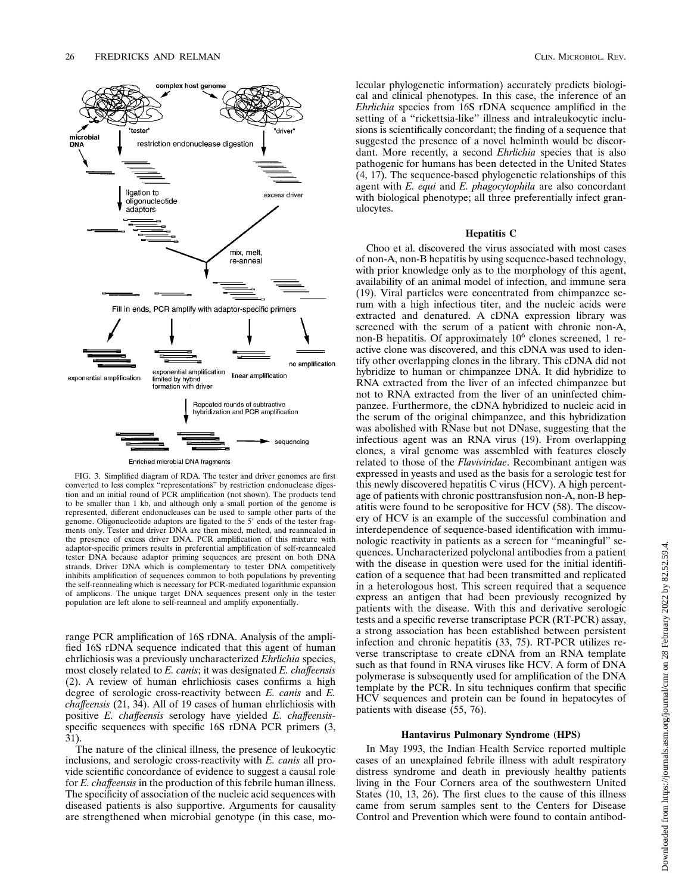FIG. 3. Simplified diagram of RDA. The tester and driver genomes are first converted to less complex "representations" by restriction endonuclease digestion and an initial round of PCR amplification (not shown). The products tend to be smaller than 1 kb, and although only a small portion of the genome is represented, different endonucleases can be used to sample other parts of the genome. Oligonucleotide adaptors are ligated to the 5′ ends of the tester fragments only. Tester and driver DNA are then mixed, melted, and reannealed in the presence of excess driver DNA. PCR amplification of this mixture with adaptor-specific primers results in preferential amplification of self-reannealed tester DNA because adaptor priming sequences are present on both DNA strands. Driver DNA which is complementary to tester DNA competitively inhibits amplification of sequences common to both populations by preventing the self-reannealing which is necessary for PCR-mediated logarithmic expansion of amplicons. The unique target DNA sequences present only in the tester population are left alone to self-reanneal and amplify exponentially.

range PCR amplification of 16S rDNA. Analysis of the amplified 16S rDNA sequence indicated that this agent of human ehrlichiosis was a previously uncharacterized *Ehrlichia* species, most closely related to *E. canis*; it was designated *E. chaffeensis* (2). A review of human ehrlichiosis cases confirms a high degree of serologic cross-reactivity between *E. canis* and *E. chaffeensis* (21, 34). All of 19 cases of human ehrlichiosis with positive *E. chaffeensis* serology have yielded *E. chaffeensis*-specific sequences with specific 16S rDNA PCR primers (3, 31).

The nature of the clinical illness, the presence of leukocytic inclusions, and serologic cross-reactivity with *E. canis* all provide scientific concordance of evidence to suggest a causal role for *E. chaffeensis* in the production of this febrile human illness. The specificity of association of the nucleic acid sequences with diseased patients is also supportive. Arguments for causality are strengthened when microbial genotype (in this case, molecular phylogenetic information) accurately predicts biological and clinical phenotypes. In this case, the inference of an *Ehrlichia* species from 16S rDNA sequence amplified in the setting of a "rickettsia-like" illness and intraleukocytic inclusions is scientifically concordant; the finding of a sequence that suggested the presence of a novel helminth would be discordant. More recently, a second *Ehrlichia* species that is also pathogenic for humans has been detected in the United States (4, 17). The sequence-based phylogenetic relationships of this agent with *E. equi* and *E. phagocytophila* are also concordant with biological phenotype; all three preferentially infect granulocytes.

### Hepatitis C

Choo et al. discovered the virus associated with most cases of non-A, non-B hepatitis by using sequence-based technology, with prior knowledge only as to the morphology of this agent, availability of an animal model of infection, and immune sera (19). Viral particles were concentrated from chimpanzee serum with a high infectious titer, and the nucleic acids were extracted and denatured. A cDNA expression library was screened with the serum of a patient with chronic non-A, non-B hepatitis. Of approximately $10^6$ clones screened, 1 reactive clone was discovered, and this cDNA was used to identify other overlapping clones in the library. This cDNA did not hybridize to human or chimpanzee DNA. It did hybridize to RNA extracted from the liver of an infected chimpanzee but not to RNA extracted from the liver of an uninfected chimpanzee. Furthermore, the cDNA hybridized to nucleic acid in the serum of the original chimpanzee, and this hybridization was abolished with RNase but not DNase, suggesting that the infectious agent was an RNA virus (19). From overlapping clones, a viral genome was assembled with features closely related to those of the *Flaviviridae*. Recombinant antigen was expressed in yeasts and used as the basis for a serologic test for this newly discovered hepatitis C virus (HCV). A high percentage of patients with chronic posttransfusion non-A, non-B hepatitis were found to be seropositive for HCV (58). The discovery of HCV is an example of the successful combination and interdependence of sequence-based identification with immunologic reactivity in patients as a screen for "meaningful" sequences. Uncharacterized polyclonal antibodies from a patient with the disease in question were used for the initial identification of a sequence that had been transmitted and replicated in a heterologous host. This screen required that a sequence express an antigen that had been previously recognized by patients with the disease. With this and derivative serologic tests and a specific reverse transcriptase PCR (RT-PCR) assay, a strong association has been established between persistent infection and chronic hepatitis (33, 75). RT-PCR utilizes reverse transcriptase to create cDNA from an RNA template such as that found in RNA viruses like HCV. A form of DNA polymerase is subsequently used for amplification of the DNA template by the PCR. In situ techniques confirm that specific HCV sequences and protein can be found in hepatocytes of patients with disease (55, 76).

### Hantavirus Pulmonary Syndrome (HPS)

In May 1993, the Indian Health Service reported multiple cases of an unexplained febrile illness with adult respiratory distress syndrome and death in previously healthy patients living in the Four Corners area of the southwestern United States (10, 13, 26). The first clues to the cause of this illness came from serum samples sent to the Centers for Disease Control and Prevention which were found to contain antibod-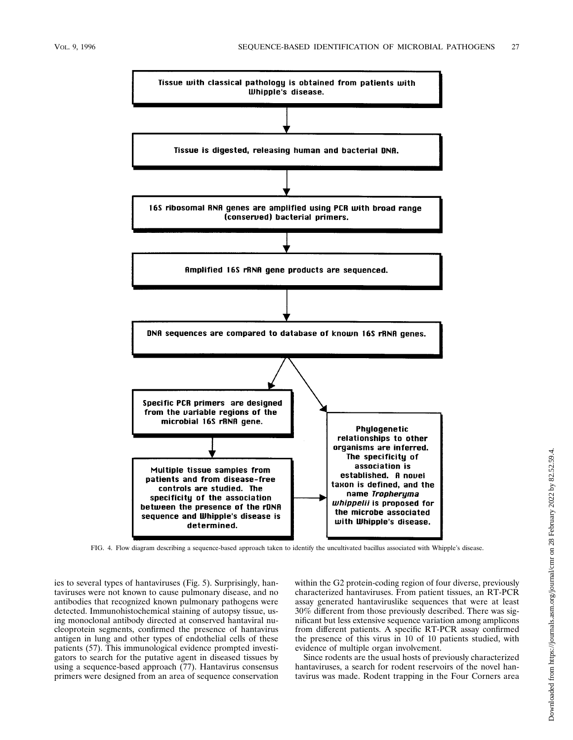Tissue with classical pathology is obtained from patients with Whipple's disease.

↓

Tissue is digested, releasing human and bacterial DNA.

↓

16S ribosomal RNA genes are amplified using PCR with broad range (conserved) bacterial primers.

↓

Amplified 16S rRNA gene products are sequenced.

↓

DNA sequences are compared to database of known 16S rRNA genes.

↓

Specific PCR primers are designed from the variable regions of the microbial 16S rRNA gene.

↓

Multiple tissue samples from patients and from disease-free controls are studied. The specificity of the association between the presence of the rDNA sequence and Whipple's disease is determined.

→

Phylogenetic relationships to other organisms are inferred. The specificity of association is established. A novel taxon is defined, and the name *Tropheryma whippelii* is proposed for the microbe associated with Whipple's disease.

FIG. 4. Flow diagram describing a sequence-based approach taken to identify the uncultivated bacillus associated with Whipple's disease.

ies to several types of hantaviruses (Fig. 5). Surprisingly, hantaviruses were not known to cause pulmonary disease, and no antibodies that recognized known pulmonary pathogens were detected. Immunohistochemical staining of autopsy tissue, using monoclonal antibody directed at conserved hantaviral nucleoprotein segments, confirmed the presence of hantavirus antigen in lung and other types of endothelial cells of these patients (57). This immunological evidence prompted investigators to search for the putative agent in diseased tissues by using a sequence-based approach (77). Hantavirus consensus primers were designed from an area of sequence conservation within the G2 protein-coding region of four diverse, previously characterized hantaviruses. From patient tissues, an RT-PCR assay generated hantaviruslike sequences that were at least 30% different from those previously described. There was significant but less extensive sequence variation among amplicons from different patients. A specific RT-PCR assay confirmed the presence of this virus in 10 of 10 patients studied, with evidence of multiple organ involvement.

Since rodents are the usual hosts of previously characterized hantaviruses, a search for rodent reservoirs of the novel hantavirus was made. Rodent trapping in the Four Corners area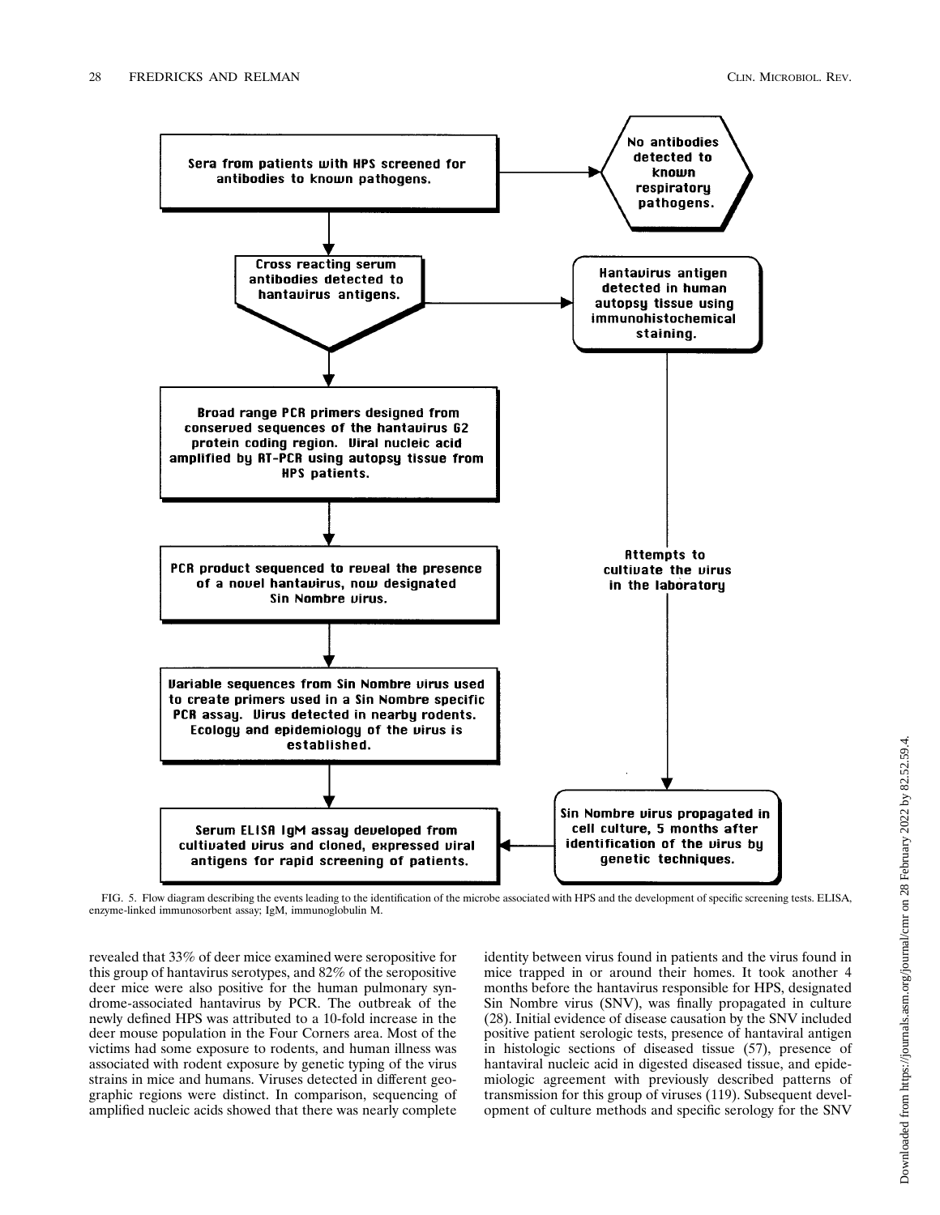Sera from patients with HPS screened for antibodies to known pathogens.

No antibodies detected to known respiratory pathogens.

Cross reacting serum antibodies detected to hantavirus antigens.

Hantavirus antigen detected in human autopsy tissue using immunohistochemical staining.

Broad range PCR primers designed from conserved sequences of the hantavirus G2 protein coding region. Viral nucleic acid amplified by RT-PCR using autopsy tissue from HPS patients.

PCR product sequenced to reveal the presence of a novel hantavirus, now designated Sin Nombre virus.

Attempts to cultivate the virus in the laboratory

Variable sequences from Sin Nombre virus used to create primers used in a Sin Nombre specific PCR assay. Virus detected in nearby rodents. Ecology and epidemiology of the virus is established.

Sin Nombre virus propagated in cell culture, 5 months after identification of the virus by genetic techniques.

Serum ELISA IgM assay developed from cultivated virus and cloned, expressed viral antigens for rapid screening of patients.

FIG. 5. Flow diagram describing the events leading to the identification of the microbe associated with HPS and the development of specific screening tests. ELISA, enzyme-linked immunosorbent assay; IgM, immunoglobulin M.

revealed that 33% of deer mice examined were seropositive for this group of hantavirus serotypes, and 82% of the seropositive deer mice were also positive for the human pulmonary syndrome-associated hantavirus by PCR. The outbreak of the newly defined HPS was attributed to a 10-fold increase in the deer mouse population in the Four Corners area. Most of the victims had some exposure to rodents, and human illness was associated with rodent exposure by genetic typing of the virus strains in mice and humans. Viruses detected in different geographic regions were distinct. In comparison, sequencing of amplified nucleic acids showed that there was nearly complete identity between virus found in patients and the virus found in mice trapped in or around their homes. It took another 4 months before the hantavirus responsible for HPS, designated Sin Nombre virus (SNV), was finally propagated in culture (28). Initial evidence of disease causation by the SNV included positive patient serologic tests, presence of hantaviral antigen in histologic sections of diseased tissue (57), presence of hantaviral nucleic acid in digested diseased tissue, and epidemiologic agreement with previously described patterns of transmission for this group of viruses (119). Subsequent development of culture methods and specific serology for the SNV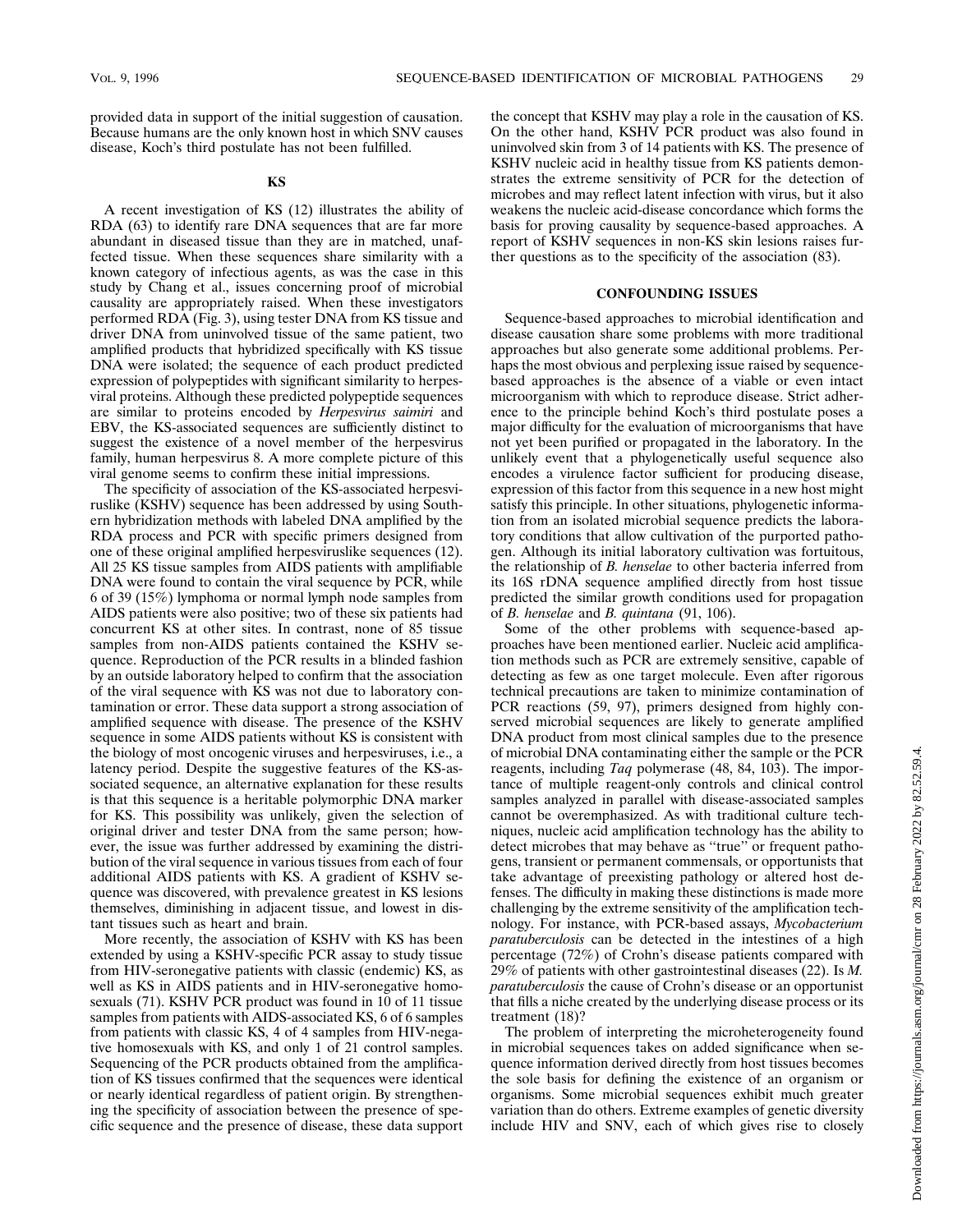provided data in support of the initial suggestion of causation. Because humans are the only known host in which SNV causes disease, Koch's third postulate has not been fulfilled.

## KS

A recent investigation of KS (12) illustrates the ability of RDA (63) to identify rare DNA sequences that are far more abundant in diseased tissue than they are in matched, unaffected tissue. When these sequences share similarity with a known category of infectious agents, as was the case in this study by Chang et al., issues concerning proof of microbial causality are appropriately raised. When these investigators performed RDA (Fig. 3), using tester DNA from KS tissue and driver DNA from uninvolved tissue of the same patient, two amplified products that hybridized specifically with KS tissue DNA were isolated; the sequence of each product predicted expression of polypeptides with significant similarity to herpesviral proteins. Although these predicted polypeptide sequences are similar to proteins encoded by *Herpesvirus saimiri* and EBV, the KS-associated sequences are sufficiently distinct to suggest the existence of a novel member of the herpesvirus family, human herpesvirus 8. A more complete picture of this viral genome seems to confirm these initial impressions.

The specificity of association of the KS-associated herpesviruslike (KSHV) sequence has been addressed by using Southern hybridization methods with labeled DNA amplified by the RDA process and PCR with specific primers designed from one of these original amplified herpesviruslike sequences (12). All 25 KS tissue samples from AIDS patients with amplifiable DNA were found to contain the viral sequence by PCR, while 6 of 39 (15%) lymphoma or normal lymph node samples from AIDS patients were also positive; two of these six patients had concurrent KS at other sites. In contrast, none of 85 tissue samples from non-AIDS patients contained the KSHV sequence. Reproduction of the PCR results in a blinded fashion by an outside laboratory helped to confirm that the association of the viral sequence with KS was not due to laboratory contamination or error. These data support a strong association of amplified sequence with disease. The presence of the KSHV sequence in some AIDS patients without KS is consistent with the biology of most oncogenic viruses and herpesviruses, i.e., a latency period. Despite the suggestive features of the KS-associated sequence, an alternative explanation for these results is that this sequence is a heritable polymorphic DNA marker for KS. This possibility was unlikely, given the selection of original driver and tester DNA from the same person; however, the issue was further addressed by examining the distribution of the viral sequence in various tissues from each of four additional AIDS patients with KS. A gradient of KSHV sequence was discovered, with prevalence greatest in KS lesions themselves, diminishing in adjacent tissue, and lowest in distant tissues such as heart and brain.

More recently, the association of KSHV with KS has been extended by using a KSHV-specific PCR assay to study tissue from HIV-seronegative patients with classic (endemic) KS, as well as KS in AIDS patients and in HIV-seronegative homosexuals (71). KSHV PCR product was found in 10 of 11 tissue samples from patients with AIDS-associated KS, 6 of 6 samples from patients with classic KS, 4 of 4 samples from HIV-negative homosexuals with KS, and only 1 of 21 control samples. Sequencing of the PCR products obtained from the amplification of KS tissues confirmed that the sequences were identical or nearly identical regardless of patient origin. By strengthening the specificity of association between the presence of specific sequence and the presence of disease, these data support the concept that KSHV may play a role in the causation of KS. On the other hand, KSHV PCR product was also found in uninvolved skin from 3 of 14 patients with KS. The presence of KSHV nucleic acid in healthy tissue from KS patients demonstrates the extreme sensitivity of PCR for the detection of microbes and may reflect latent infection with virus, but it also weakens the nucleic acid-disease concordance which forms the basis for proving causality by sequence-based approaches. A report of KSHV sequences in non-KS skin lesions raises further questions as to the specificity of the association (83).

## CONFOUNDING ISSUES

Sequence-based approaches to microbial identification and disease causation share some problems with more traditional approaches but also generate some additional problems. Perhaps the most obvious and perplexing issue raised by sequence-based approaches is the absence of a viable or even intact microorganism with which to reproduce disease. Strict adherence to the principle behind Koch's third postulate poses a major difficulty for the evaluation of microorganisms that have not yet been purified or propagated in the laboratory. In the unlikely event that a phylogenetically useful sequence also encodes a virulence factor sufficient for producing disease, expression of this factor from this sequence in a new host might satisfy this principle. In other situations, phylogenetic information from an isolated microbial sequence predicts the laboratory conditions that allow cultivation of the purported pathogen. Although its initial laboratory cultivation was fortuitous, the relationship of *B. henselae* to other bacteria inferred from its 16S rDNA sequence amplified directly from host tissue predicted the similar growth conditions used for propagation of *B. henselae* and *B. quintana* (91, 106).

Some of the other problems with sequence-based approaches have been mentioned earlier. Nucleic acid amplification methods such as PCR are extremely sensitive, capable of detecting as few as one target molecule. Even after rigorous technical precautions are taken to minimize contamination of PCR reactions (59, 97), primers designed from highly conserved microbial sequences are likely to generate amplified DNA product from most clinical samples due to the presence of microbial DNA contaminating either the sample or the PCR reagents, including *Taq* polymerase (48, 84, 103). The importance of multiple reagent-only controls and clinical control samples analyzed in parallel with disease-associated samples cannot be overemphasized. As with traditional culture techniques, nucleic acid amplification technology has the ability to detect microbes that may behave as "true" or frequent pathogens, transient or permanent commensals, or opportunists that take advantage of preexisting pathology or altered host defenses. The difficulty in making these distinctions is made more challenging by the extreme sensitivity of the amplification technology. For instance, with PCR-based assays, *Mycobacterium paratuberculosis* can be detected in the intestines of a high percentage (72%) of Crohn's disease patients compared with 29% of patients with other gastrointestinal diseases (22). Is *M. paratuberculosis* the cause of Crohn's disease or an opportunist that fills a niche created by the underlying disease process or its treatment (18)?

The problem of interpreting the microheterogeneity found in microbial sequences takes on added significance when sequence information derived directly from host tissues becomes the sole basis for defining the existence of an organism or organisms. Some microbial sequences exhibit much greater variation than do others. Extreme examples of genetic diversity include HIV and SNV, each of which gives rise to closely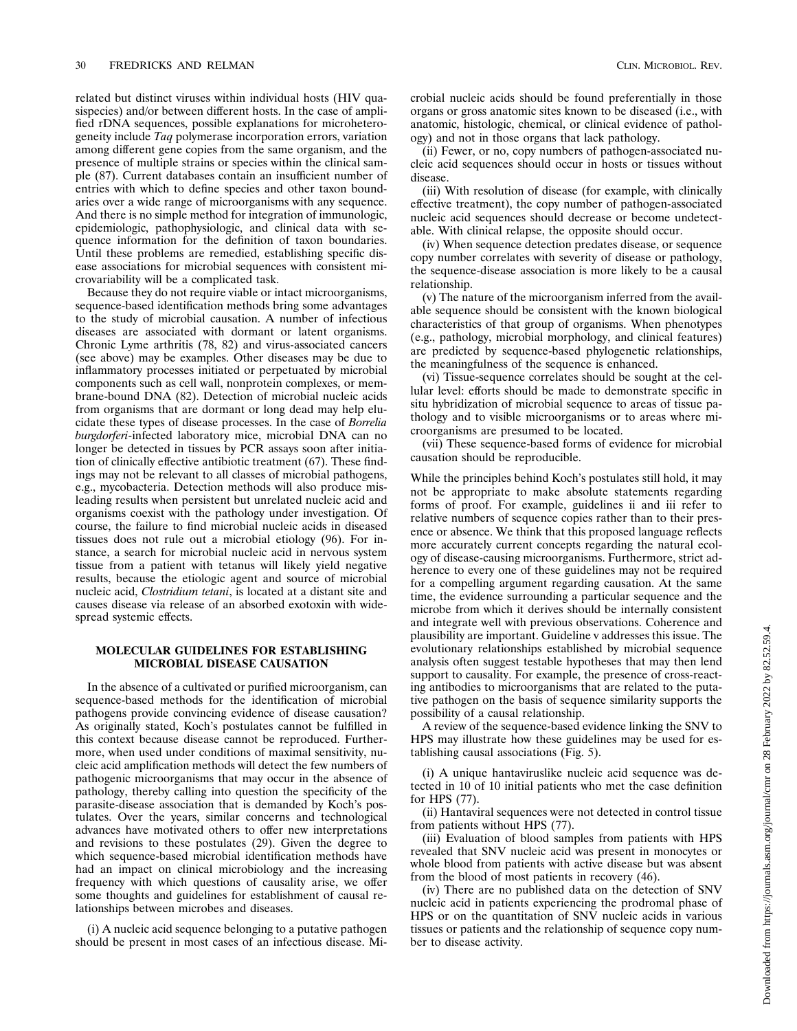related but distinct viruses within individual hosts (HIV quasispecies) and/or between different hosts. In the case of amplified rDNA sequences, possible explanations for microheterogeneity include *Taq* polymerase incorporation errors, variation among different gene copies from the same organism, and the presence of multiple strains or species within the clinical sample (87). Current databases contain an insufficient number of entries with which to define species and other taxon boundaries over a wide range of microorganisms with any sequence. And there is no simple method for integration of immunologic, epidemiologic, pathophysiologic, and clinical data with sequence information for the definition of taxon boundaries. Until these problems are remedied, establishing specific disease associations for microbial sequences with consistent microvariability will be a complicated task.

Because they do not require viable or intact microorganisms, sequence-based identification methods bring some advantages to the study of microbial causation. A number of infectious diseases are associated with dormant or latent organisms. Chronic Lyme arthritis (78, 82) and virus-associated cancers (see above) may be examples. Other diseases may be due to inflammatory processes initiated or perpetuated by microbial components such as cell wall, nonprotein complexes, or membrane-bound DNA (82). Detection of microbial nucleic acids from organisms that are dormant or long dead may help elucidate these types of disease processes. In the case of *Borrelia burgdorferi*-infected laboratory mice, microbial DNA can no longer be detected in tissues by PCR assays soon after initiation of clinically effective antibiotic treatment (67). These findings may not be relevant to all classes of microbial pathogens, e.g., mycobacteria. Detection methods will also produce misleading results when persistent but unrelated nucleic acid and organisms coexist with the pathology under investigation. Of course, the failure to find microbial nucleic acids in diseased tissues does not rule out a microbial etiology (96). For instance, a search for microbial nucleic acid in nervous system tissue from a patient with tetanus will likely yield negative results, because the etiologic agent and source of microbial nucleic acid, *Clostridium tetani*, is located at a distant site and causes disease via release of an absorbed exotoxin with widespread systemic effects.

## MOLECULAR GUIDELINES FOR ESTABLISHING MICROBIAL DISEASE CAUSATION

In the absence of a cultivated or purified microorganism, can sequence-based methods for the identification of microbial pathogens provide convincing evidence of disease causation? As originally stated, Koch's postulates cannot be fulfilled in this context because disease cannot be reproduced. Furthermore, when used under conditions of maximal sensitivity, nucleic acid amplification methods will detect the few numbers of pathogenic microorganisms that may occur in the absence of pathology, thereby calling into question the specificity of the parasite-disease association that is demanded by Koch's postulates. Over the years, similar concerns and technological advances have motivated others to offer new interpretations and revisions to these postulates (29). Given the degree to which sequence-based microbial identification methods have had an impact on clinical microbiology and the increasing frequency with which questions of causality arise, we offer some thoughts and guidelines for establishment of causal relationships between microbes and diseases.

(i) A nucleic acid sequence belonging to a putative pathogen should be present in most cases of an infectious disease. Microbial nucleic acids should be found preferentially in those organs or gross anatomic sites known to be diseased (i.e., with anatomic, histologic, chemical, or clinical evidence of pathology) and not in those organs that lack pathology.

(ii) Fewer, or no, copy numbers of pathogen-associated nucleic acid sequences should occur in hosts or tissues without disease.

(iii) With resolution of disease (for example, with clinically effective treatment), the copy number of pathogen-associated nucleic acid sequences should decrease or become undetectable. With clinical relapse, the opposite should occur.

(iv) When sequence detection predates disease, or sequence copy number correlates with severity of disease or pathology, the sequence-disease association is more likely to be a causal relationship.

(v) The nature of the microorganism inferred from the available sequence should be consistent with the known biological characteristics of that group of organisms. When phenotypes (e.g., pathology, microbial morphology, and clinical features) are predicted by sequence-based phylogenetic relationships, the meaningfulness of the sequence is enhanced.

(vi) Tissue-sequence correlates should be sought at the cellular level: efforts should be made to demonstrate specific in situ hybridization of microbial sequence to areas of tissue pathology and to visible microorganisms or to areas where microorganisms are presumed to be located.

(vii) These sequence-based forms of evidence for microbial causation should be reproducible.

While the principles behind Koch's postulates still hold, it may not be appropriate to make absolute statements regarding forms of proof. For example, guidelines ii and iii refer to relative numbers of sequence copies rather than to their presence or absence. We think that this proposed language reflects more accurately current concepts regarding the natural ecology of disease-causing microorganisms. Furthermore, strict adherence to every one of these guidelines may not be required for a compelling argument regarding causation. At the same time, the evidence surrounding a particular sequence and the microbe from which it derives should be internally consistent and integrate well with previous observations. Coherence and plausibility are important. Guideline v addresses this issue. The evolutionary relationships established by microbial sequence analysis often suggest testable hypotheses that may then lend support to causality. For example, the presence of cross-reacting antibodies to microorganisms that are related to the putative pathogen on the basis of sequence similarity supports the possibility of a causal relationship.

A review of the sequence-based evidence linking the SNV to HPS may illustrate how these guidelines may be used for establishing causal associations (Fig. 5).

(i) A unique hantaviruslike nucleic acid sequence was detected in 10 of 10 initial patients who met the case definition for HPS (77).

(ii) Hantaviral sequences were not detected in control tissue from patients without HPS (77).

(iii) Evaluation of blood samples from patients with HPS revealed that SNV nucleic acid was present in monocytes or whole blood from patients with active disease but was absent from the blood of most patients in recovery (46).

(iv) There are no published data on the detection of SNV nucleic acid in patients experiencing the prodromal phase of HPS or on the quantitation of SNV nucleic acids in various tissues or patients and the relationship of sequence copy number to disease activity.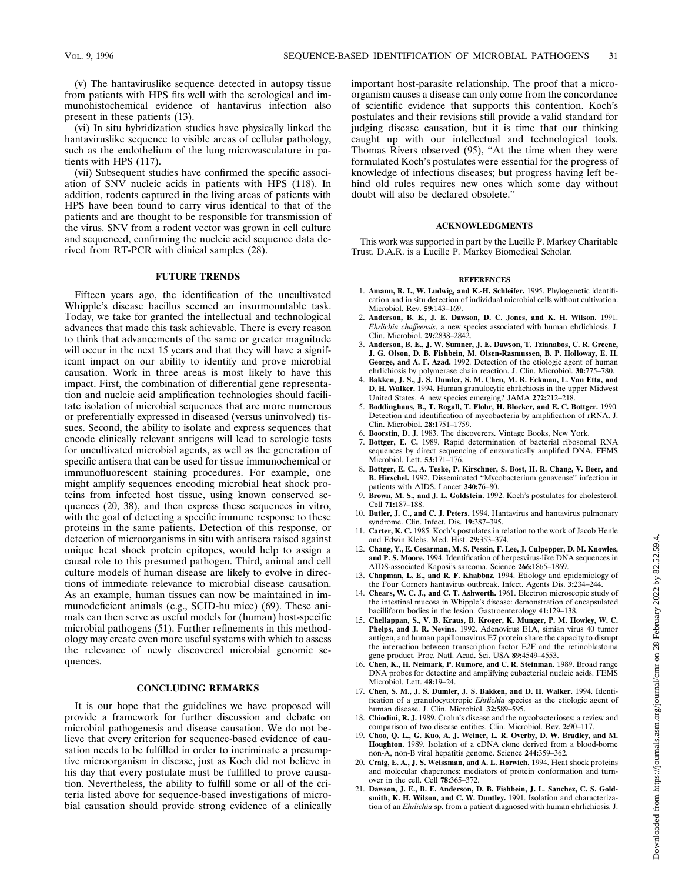(v) The hantaviruslike sequence detected in autopsy tissue from patients with HPS fits well with the serological and immunohistochemical evidence of hantavirus infection also present in these patients (13).

(vi) In situ hybridization studies have physically linked the hantaviruslike sequence to visible areas of cellular pathology, such as the endothelium of the lung microvasculature in patients with HPS (117).

(vii) Subsequent studies have confirmed the specific association of SNV nucleic acids in patients with HPS (118). In addition, rodents captured in the living areas of patients with HPS have been found to carry virus identical to that of the patients and are thought to be responsible for transmission of the virus. SNV from a rodent vector was grown in cell culture and sequenced, confirming the nucleic acid sequence data derived from RT-PCR with clinical samples (28).

## FUTURE TRENDS

Fifteen years ago, the identification of the uncultivated Whipple's disease bacillus seemed an insurmountable task. Today, we take for granted the intellectual and technological advances that made this task achievable. There is every reason to think that advancements of the same or greater magnitude will occur in the next 15 years and that they will have a significant impact on our ability to identify and prove microbial causation. Work in three areas is most likely to have this impact. First, the combination of differential gene representation and nucleic acid amplification technologies should facilitate isolation of microbial sequences that are more numerous or preferentially expressed in diseased (versus uninvolved) tissues. Second, the ability to isolate and express sequences that encode clinically relevant antigens will lead to serologic tests for uncultivated microbial agents, as well as the generation of specific antisera that can be used for tissue immunochemical or immunofluorescent staining procedures. For example, one might amplify sequences encoding microbial heat shock proteins from infected host tissue, using known conserved sequences (20, 38), and then express these sequences in vitro, with the goal of detecting a specific immune response to these proteins in the same patients. Detection of this response, or detection of microorganisms in situ with antisera raised against unique heat shock protein epitopes, would help to assign a causal role to this presumed pathogen. Third, animal and cell culture models of human disease are likely to evolve in directions of immediate relevance to microbial disease causation. As an example, human tissues can now be maintained in immunodeficient animals (e.g., SCID-hu mice) (69). These animals can then serve as useful models for (human) host-specific microbial pathogens (51). Further refinements in this methodology may create even more useful systems with which to assess the relevance of newly discovered microbial genomic sequences.

## CONCLUDING REMARKS

It is our hope that the guidelines we have proposed will provide a framework for further discussion and debate on microbial pathogenesis and disease causation. We do not believe that every criterion for sequence-based evidence of causation needs to be fulfilled in order to incriminate a presumptive microorganism in disease, just as Koch did not believe in his day that every postulate must be fulfilled to prove causation. Nevertheless, the ability to fulfill some or all of the criteria listed above for sequence-based investigations of microbial causation should provide strong evidence of a clinically important host-parasite relationship. The proof that a microorganism causes a disease can only come from the concordance of scientific evidence that supports this contention. Koch's postulates and their revisions still provide a valid standard for judging disease causation, but it is time that our thinking caught up with our intellectual and technological tools. Thomas Rivers observed (95), "At the time when they were formulated Koch's postulates were essential for the progress of knowledge of infectious diseases; but progress having left behind old rules requires new ones which some day without doubt will also be declared obsolete."

## ACKNOWLEDGMENTS

This work was supported in part by the Lucille P. Markey Charitable Trust. D.A.R. is a Lucille P. Markey Biomedical Scholar.

## REFERENCES

1. **Amann, R. I., W. Ludwig, and K.-H. Schleifer.** 1995. Phylogenetic identification and in situ detection of individual microbial cells without cultivation. Microbiol. Rev. **59:**143–169.
2. **Anderson, B. E., J. E. Dawson, D. C. Jones, and K. H. Wilson.** 1991. *Ehrlichia chaffeensis*, a new species associated with human ehrlichiosis. J. Clin. Microbiol. **29:**2838–2842.
3. **Anderson, B. E., J. W. Sumner, J. E. Dawson, T. Tzianabos, C. R. Greene, J. G. Olson, D. B. Fishbein, M. Olsen-Rasmussen, B. P. Holloway, E. H. George, and A. F. Azad.** 1992. Detection of the etiologic agent of human ehrlichiosis by polymerase chain reaction. J. Clin. Microbiol. **30:**775–780.
4. **Bakken, J. S., J. S. Dumler, S. M. Chen, M. R. Eckman, L. Van Etta, and D. H. Walker.** 1994. Human granulocytic ehrlichiosis in the upper Midwest United States. A new species emerging? JAMA **272:**212–218.
5. **Boddinghaus, B., T. Rogall, T. Flohr, H. Blocker, and E. C. Bottger.** 1990. Detection and identification of mycobacteria by amplification of rRNA. J. Clin. Microbiol. **28:**1751–1759.
6. **Boorstin, D. J.** 1983. The discoverers. Vintage Books, New York.
7. **Bottger, E. C.** 1989. Rapid determination of bacterial ribosomal RNA sequences by direct sequencing of enzymatically amplified DNA. FEMS Microbiol. Lett. **53:**171–176.
8. **Bottger, E. C., A. Teske, P. Kirschner, S. Bost, H. R. Chang, V. Beer, and B. Hirschel.** 1992. Disseminated "Mycobacterium genavense" infection in patients with AIDS. Lancet **340:**76–80.
9. **Brown, M. S., and J. L. Goldstein.** 1992. Koch's postulates for cholesterol. Cell **71:**187–188.
10. **Butler, J. C., and C. J. Peters.** 1994. Hantavirus and hantavirus pulmonary syndrome. Clin. Infect. Dis. **19:**387–395.
11. **Carter, K. C.** 1985. Koch's postulates in relation to the work of Jacob Henle and Edwin Klebs. Med. Hist. **29:**353–374.
12. **Chang, Y., E. Cesarman, M. S. Pessin, F. Lee, J. Culpepper, D. M. Knowles, and P. S. Moore.** 1994. Identification of herpesvirus-like DNA sequences in AIDS-associated Kaposi's sarcoma. Science **266:**1865–1869.
13. **Chapman, L. E., and R. F. Khabbaz.** 1994. Etiology and epidemiology of the Four Corners hantavirus outbreak. Infect. Agents Dis. **3:**234–244.
14. **Chears, W. C. J., and C. T. Ashworth.** 1961. Electron microscopic study of the intestinal mucosa in Whipple's disease: demonstration of encapsulated bacilliform bodies in the lesion. Gastroenterology **41:**129–138.
15. **Chellappan, S., V. B. Kraus, B. Kroger, K. Munger, P. M. Howley, W. C. Phelps, and J. R. Nevins.** 1992. Adenovirus E1A, simian virus 40 tumor antigen, and human papillomavirus E7 protein share the capacity to disrupt the interaction between transcription factor E2F and the retinoblastoma gene product. Proc. Natl. Acad. Sci. USA **89:**4549–4553.
16. **Chen, K., H. Neimark, P. Rumore, and C. R. Steinman.** 1989. Broad range DNA probes for detecting and amplifying eubacterial nucleic acids. FEMS Microbiol. Lett. **48:**19–24.
17. **Chen, S. M., J. S. Dumler, J. S. Bakken, and D. H. Walker.** 1994. Identification of a granulocytotropic *Ehrlichia* species as the etiologic agent of human disease. J. Clin. Microbiol. **32:**589–595.
18. **Chiodini, R. J.** 1989. Crohn's disease and the mycobacterioses: a review and comparison of two disease entities. Clin. Microbiol. Rev. **2:**90–117.
19. **Choo, Q. L., G. Kuo, A. J. Weiner, L. R. Overby, D. W. Bradley, and M. Houghton.** 1989. Isolation of a cDNA clone derived from a blood-borne non-A, non-B viral hepatitis genome. Science **244:**359–362.
20. **Craig, E. A., J. S. Weissman, and A. L. Horwich.** 1994. Heat shock proteins and molecular chaperones: mediators of protein conformation and turnover in the cell. Cell **78:**365–372.
21. **Dawson, J. E., B. E. Anderson, D. B. Fishbein, J. L. Sanchez, C. S. Goldsmith, K. H. Wilson, and C. W. Duntley.** 1991. Isolation and characterization of an *Ehrlichia* sp. from a patient diagnosed with human ehrlichiosis. J.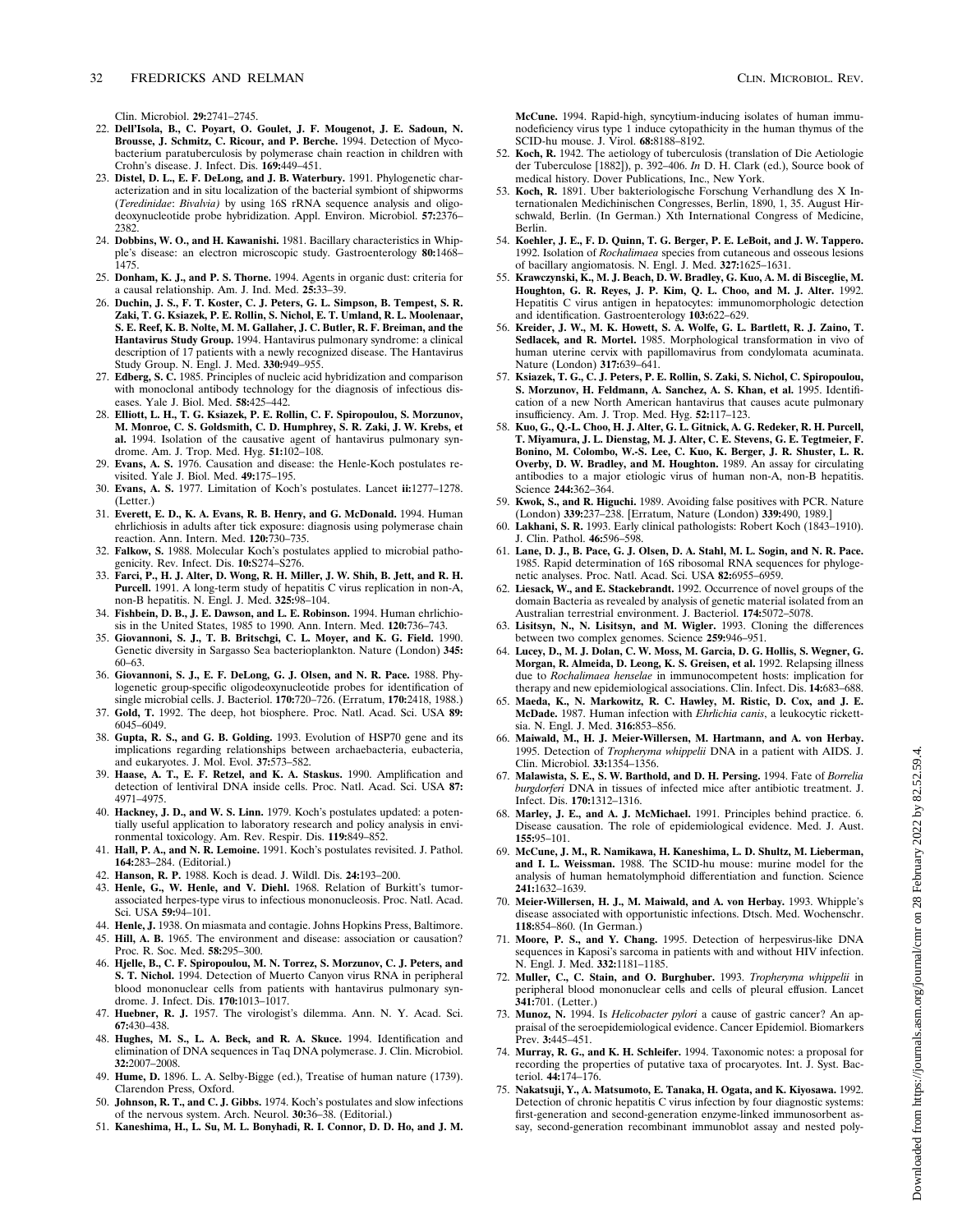Clin. Microbiol. **29:**2741–2745.

22. **Dell'Isola, B., C. Poyart, O. Goulet, J. F. Mougenot, J. E. Sadoun, N. Brousse, J. Schmitz, C. Ricour, and P. Berche.** 1994. Detection of Mycobacterium paratuberculosis by polymerase chain reaction in children with Crohn's disease. J. Infect. Dis. **169:**449–451.
23. **Distel, D. L., E. F. DeLong, and J. B. Waterbury.** 1991. Phylogenetic characterization and in situ localization of the bacterial symbiont of shipworms (*Teredinidae*: *Bivalvia)* by using 16S rRNA sequence analysis and oligodeoxynucleotide probe hybridization. Appl. Environ. Microbiol. **57:**2376–2382.
24. **Dobbins, W. O., and H. Kawanishi.** 1981. Bacillary characteristics in Whipple's disease: an electron microscopic study. Gastroenterology **80:**1468–1475.
25. **Donham, K. J., and P. S. Thorne.** 1994. Agents in organic dust: criteria for a causal relationship. Am. J. Ind. Med. **25:**33–39.
26. **Duchin, J. S., F. T. Koster, C. J. Peters, G. L. Simpson, B. Tempest, S. R. Zaki, T. G. Ksiazek, P. E. Rollin, S. Nichol, E. T. Umland, R. L. Moolenaar, S. E. Reef, K. B. Nolte, M. M. Gallaher, J. C. Butler, R. F. Breiman, and the Hantavirus Study Group.** 1994. Hantavirus pulmonary syndrome: a clinical description of 17 patients with a newly recognized disease. The Hantavirus Study Group. N. Engl. J. Med. **330:**949–955.
27. **Edberg, S. C.** 1985. Principles of nucleic acid hybridization and comparison with monoclonal antibody technology for the diagnosis of infectious diseases. Yale J. Biol. Med. **58:**425–442.
28. **Elliott, L. H., T. G. Ksiazek, P. E. Rollin, C. F. Spiropoulou, S. Morzunov, M. Monroe, C. S. Goldsmith, C. D. Humphrey, S. R. Zaki, J. W. Krebs, et al.** 1994. Isolation of the causative agent of hantavirus pulmonary syndrome. Am. J. Trop. Med. Hyg. **51:**102–108.
29. **Evans, A. S.** 1976. Causation and disease: the Henle-Koch postulates revisited. Yale J. Biol. Med. **49:**175–195.
30. **Evans, A. S.** 1977. Limitation of Koch's postulates. Lancet **ii:**1277–1278. (Letter.)
31. **Everett, E. D., K. A. Evans, R. B. Henry, and G. McDonald.** 1994. Human ehrlichiosis in adults after tick exposure: diagnosis using polymerase chain reaction. Ann. Intern. Med. **120:**730–735.
32. **Falkow, S.** 1988. Molecular Koch's postulates applied to microbial pathogenicity. Rev. Infect. Dis. **10:**S274–S276.
33. **Farci, P., H. J. Alter, D. Wong, R. H. Miller, J. W. Shih, B. Jett, and R. H. Purcell.** 1991. A long-term study of hepatitis C virus replication in non-A, non-B hepatitis. N. Engl. J. Med. **325:**98–104.
34. **Fishbein, D. B., J. E. Dawson, and L. E. Robinson.** 1994. Human ehrlichiosis in the United States, 1985 to 1990. Ann. Intern. Med. **120:**736–743.
35. **Giovannoni, S. J., T. B. Britschgi, C. L. Moyer, and K. G. Field.** 1990. Genetic diversity in Sargasso Sea bacterioplankton. Nature (London) **345:**60–63.
36. **Giovannoni, S. J., E. F. DeLong, G. J. Olsen, and N. R. Pace.** 1988. Phylogenetic group-specific oligodeoxynucleotide probes for identification of single microbial cells. J. Bacteriol. **170:**720–726. (Erratum, **170:**2418, 1988.)
37. **Gold, T.** 1992. The deep, hot biosphere. Proc. Natl. Acad. Sci. USA **89:**6045–6049.
38. **Gupta, R. S., and G. B. Golding.** 1993. Evolution of HSP70 gene and its implications regarding relationships between archaebacteria, eubacteria, and eukaryotes. J. Mol. Evol. **37:**573–582.
39. **Haase, A. T., E. F. Retzel, and K. A. Staskus.** 1990. Amplification and detection of lentiviral DNA inside cells. Proc. Natl. Acad. Sci. USA **87:**4971–4975.
40. **Hackney, J. D., and W. S. Linn.** 1979. Koch's postulates updated: a potentially useful application to laboratory research and policy analysis in environmental toxicology. Am. Rev. Respir. Dis. **119:**849–852.
41. **Hall, P. A., and N. R. Lemoine.** 1991. Koch's postulates revisited. J. Pathol. **164:**283–284. (Editorial.)
42. **Hanson, R. P.** 1988. Koch is dead. J. Wildl. Dis. **24:**193–200.
43. **Henle, G., W. Henle, and V. Diehl.** 1968. Relation of Burkitt's tumor-associated herpes-type virus to infectious mononucleosis. Proc. Natl. Acad. Sci. USA **59:**94–101.
44. **Henle, J.** 1938. On miasmata and contagie. Johns Hopkins Press, Baltimore.
45. **Hill, A. B.** 1965. The environment and disease: association or causation? Proc. R. Soc. Med. **58:**295–300.
46. **Hjelle, B., C. F. Spiropoulou, M. N. Torrez, S. Morzunov, C. J. Peters, and S. T. Nichol.** 1994. Detection of Muerto Canyon virus RNA in peripheral blood mononuclear cells from patients with hantavirus pulmonary syndrome. J. Infect. Dis. **170:**1013–1017.
47. **Huebner, R. J.** 1957. The virologist's dilemma. Ann. N. Y. Acad. Sci. **67:**430–438.
48. **Hughes, M. S., L. A. Beck, and R. A. Skuce.** 1994. Identification and elimination of DNA sequences in Taq DNA polymerase. J. Clin. Microbiol. **32:**2007–2008.
49. **Hume, D.** 1896. L. A. Selby-Bigge (ed.), Treatise of human nature (1739). Clarendon Press, Oxford.
50. **Johnson, R. T., and C. J. Gibbs.** 1974. Koch's postulates and slow infections of the nervous system. Arch. Neurol. **30:**36–38. (Editorial.)
51. **Kaneshima, H., L. Su, M. L. Bonyhadi, R. I. Connor, D. D. Ho, and J. M. McCune.** 1994. Rapid-high, syncytium-inducing isolates of human immunodeficiency virus type 1 induce cytopathicity in the human thymus of the SCID-hu mouse. J. Virol. **68:**8188–8192.
52. **Koch, R.** 1942. The aetiology of tuberculosis (translation of Die Aetiologie der Tuberculose [1882]), p. 392–406. *In* D. H. Clark (ed.), Source book of medical history. Dover Publications, Inc., New York.
53. **Koch, R.** 1891. Uber bakteriologische Forschung Verhandlung des X Internationalen Medichinischen Congresses, Berlin, 1890, 1, 35. August Hirschwald, Berlin. (In German.) Xth International Congress of Medicine, Berlin.
54. **Koehler, J. E., F. D. Quinn, T. G. Berger, P. E. LeBoit, and J. W. Tappero.** 1992. Isolation of *Rochalimaea* species from cutaneous and osseous lesions of bacillary angiomatosis. N. Engl. J. Med. **327:**1625–1631.
55. **Krawczynski, K., M. J. Beach, D. W. Bradley, G. Kuo, A. M. di Bisceglie, M. Houghton, G. R. Reyes, J. P. Kim, Q. L. Choo, and M. J. Alter.** 1992. Hepatitis C virus antigen in hepatocytes: immunomorphologic detection and identification. Gastroenterology **103:**622–629.
56. **Kreider, J. W., M. K. Howett, S. A. Wolfe, G. L. Bartlett, R. J. Zaino, T. Sedlacek, and R. Mortel.** 1985. Morphological transformation in vivo of human uterine cervix with papillomavirus from condylomata acuminata. Nature (London) **317:**639–641.
57. **Ksiazek, T. G., C. J. Peters, P. E. Rollin, S. Zaki, S. Nichol, C. Spiropoulou, S. Morzunov, H. Feldmann, A. Sanchez, A. S. Khan, et al.** 1995. Identification of a new North American hantavirus that causes acute pulmonary insufficiency. Am. J. Trop. Med. Hyg. **52:**117–123.
58. **Kuo, G., Q.-L. Choo, H. J. Alter, G. L. Gitnick, A. G. Redeker, R. H. Purcell, T. Miyamura, J. L. Dienstag, M. J. Alter, C. E. Stevens, G. E. Tegtmeier, F. Bonino, M. Colombo, W.-S. Lee, C. Kuo, K. Berger, J. R. Shuster, L. R. Overby, D. W. Bradley, and M. Houghton.** 1989. An assay for circulating antibodies to a major etiologic virus of human non-A, non-B hepatitis. Science **244:**362–364.
59. **Kwok, S., and R. Higuchi.** 1989. Avoiding false positives with PCR. Nature (London) **339:**237–238. [Erratum, Nature (London) **339:**490, 1989.]
60. **Lakhani, S. R.** 1993. Early clinical pathologists: Robert Koch (1843–1910). J. Clin. Pathol. **46:**596–598.
61. **Lane, D. J., B. Pace, G. J. Olsen, D. A. Stahl, M. L. Sogin, and N. R. Pace.** 1985. Rapid determination of 16S ribosomal RNA sequences for phylogenetic analyses. Proc. Natl. Acad. Sci. USA **82:**6955–6959.
62. **Liesack, W., and E. Stackebrandt.** 1992. Occurrence of novel groups of the domain Bacteria as revealed by analysis of genetic material isolated from an Australian terrestrial environment. J. Bacteriol. **174:**5072–5078.
63. **Lisitsyn, N., N. Lisitsyn, and M. Wigler.** 1993. Cloning the differences between two complex genomes. Science **259:**946–951.
64. **Lucey, D., M. J. Dolan, C. W. Moss, M. Garcia, D. G. Hollis, S. Wegner, G. Morgan, R. Almeida, D. Leong, K. S. Greisen, et al.** 1992. Relapsing illness due to *Rochalimaea henselae* in immunocompetent hosts: implication for therapy and new epidemiological associations. Clin. Infect. Dis. **14:**683–688.
65. **Maeda, K., N. Markowitz, R. C. Hawley, M. Ristic, D. Cox, and J. E. McDade.** 1987. Human infection with *Ehrlichia canis*, a leukocytic rickettsia. N. Engl. J. Med. **316:**853–856.
66. **Maiwald, M., H. J. Meier-Willersen, M. Hartmann, and A. von Herbay.** 1995. Detection of *Tropheryma whippelii* DNA in a patient with AIDS. J. Clin. Microbiol. **33:**1354–1356.
67. **Malawista, S. E., S. W. Barthold, and D. H. Persing.** 1994. Fate of *Borrelia burgdorferi* DNA in tissues of infected mice after antibiotic treatment. J. Infect. Dis. **170:**1312–1316.
68. **Marley, J. E., and A. J. McMichael.** 1991. Principles behind practice. 6. Disease causation. The role of epidemiological evidence. Med. J. Aust. **155:**95–101.
69. **McCune, J. M., R. Namikawa, H. Kaneshima, L. D. Shultz, M. Lieberman, and I. L. Weissman.** 1988. The SCID-hu mouse: murine model for the analysis of human hematolymphoid differentiation and function. Science **241:**1632–1639.
70. **Meier-Willersen, H. J., M. Maiwald, and A. von Herbay.** 1993. Whipple's disease associated with opportunistic infections. Dtsch. Med. Wochenschr. **118:**854–860. (In German.)
71. **Moore, P. S., and Y. Chang.** 1995. Detection of herpesvirus-like DNA sequences in Kaposi's sarcoma in patients with and without HIV infection. N. Engl. J. Med. **332:**1181–1185.
72. **Muller, C., C. Stain, and O. Burghuber.** 1993. *Tropheryma whippelii* in peripheral blood mononuclear cells and cells of pleural effusion. Lancet **341:**701. (Letter.)
73. **Munoz, N.** 1994. Is *Helicobacter pylori* a cause of gastric cancer? An appraisal of the seroepidemiological evidence. Cancer Epidemiol. Biomarkers Prev. **3:**445–451.
74. **Murray, R. G., and K. H. Schleifer.** 1994. Taxonomic notes: a proposal for recording the properties of putative taxa of procaryotes. Int. J. Syst. Bacteriol. **44:**174–176.
75. **Nakatsuji, Y., A. Matsumoto, E. Tanaka, H. Ogata, and K. Kiyosawa.** 1992. Detection of chronic hepatitis C virus infection by four diagnostic systems: first-generation and second-generation enzyme-linked immunosorbent assay, second-generation recombinant immunoblot assay and nested poly-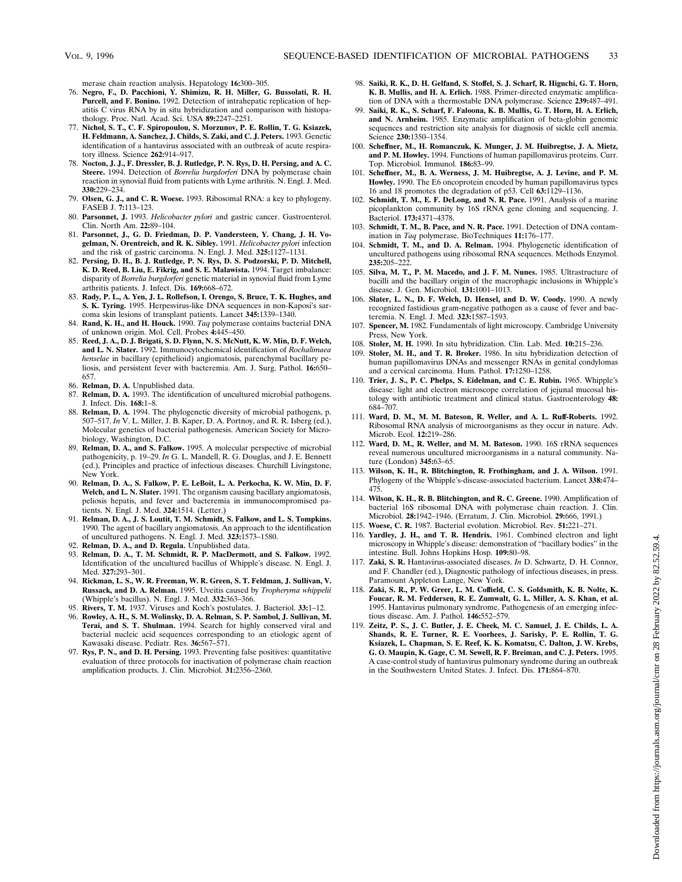merase chain reaction analysis. Hepatology **16:**300–305.

76. **Negro, F., D. Pacchioni, Y. Shimizu, R. H. Miller, G. Bussolati, R. H. Purcell, and F. Bonino.** 1992. Detection of intrahepatic replication of hepatitis C virus RNA by in situ hybridization and comparison with histopathology. Proc. Natl. Acad. Sci. USA **89:**2247–2251.
77. **Nichol, S. T., C. F. Spiropoulou, S. Morzunov, P. E. Rollin, T. G. Ksiazek, H. Feldmann, A. Sanchez, J. Childs, S. Zaki, and C. J. Peters.** 1993. Genetic identification of a hantavirus associated with an outbreak of acute respiratory illness. Science **262:**914–917.
78. **Nocton, J. J., F. Dressler, B. J. Rutledge, P. N. Rys, D. H. Persing, and A. C. Steere.** 1994. Detection of *Borrelia burgdorferi* DNA by polymerase chain reaction in synovial fluid from patients with Lyme arthritis. N. Engl. J. Med. **330:**229–234.
79. **Olsen, G. J., and C. R. Woese.** 1993. Ribosomal RNA: a key to phylogeny. FASEB J. **7:**113–123.
80. **Parsonnet, J.** 1993. *Helicobacter pylori* and gastric cancer. Gastroenterol. Clin. North Am. **22:**89–104.
81. **Parsonnet, J., G. D. Friedman, D. P. Vandersteen, Y. Chang, J. H. Vogelman, N. Orentreich, and R. K. Sibley.** 1991. *Helicobacter pylori* infection and the risk of gastric carcinoma. N. Engl. J. Med. **325:**1127–1131.
82. **Persing, D. H., B. J. Rutledge, P. N. Rys, D. S. Podzorski, P. D. Mitchell, K. D. Reed, B. Liu, E. Fikrig, and S. E. Malawista.** 1994. Target imbalance: disparity of *Borrelia burgdorferi* genetic material in synovial fluid from Lyme arthritis patients. J. Infect. Dis. **169:**668–672.
83. **Rady, P. L., A. Yen, J. L. Rollefson, I. Orengo, S. Bruce, T. K. Hughes, and S. K. Tyring.** 1995. Herpesvirus-like DNA sequences in non-Kaposi's sarcoma skin lesions of transplant patients. Lancet **345:**1339–1340.
84. **Rand, K. H., and H. Houck.** 1990. *Taq* polymerase contains bacterial DNA of unknown origin. Mol. Cell. Probes **4:**445–450.
85. **Reed, J. A., D. J. Brigati, S. D. Flynn, N. S. McNutt, K. W. Min, D. F. Welch, and L. N. Slater.** 1992. Immunocytochemical identification of *Rochalimaea henselae* in bacillary (epithelioid) angiomatosis, parenchymal bacillary peliosis, and persistent fever with bacteremia. Am. J. Surg. Pathol. **16:**650–657.
86. **Relman, D. A.** Unpublished data.
87. **Relman, D. A.** 1993. The identification of uncultured microbial pathogens. J. Infect. Dis. **168:**1–8.
88. **Relman, D. A.** 1994. The phylogenetic diversity of microbial pathogens, p. 507–517. *In* V. L. Miller, J. B. Kaper, D. A. Portnoy, and R. R. Isberg (ed.), Molecular genetics of bacterial pathogenesis. American Society for Microbiology, Washington, D.C.
89. **Relman, D. A., and S. Falkow.** 1995. A molecular perspective of microbial pathogenicity, p. 19–29. *In* G. L. Mandell, R. G. Douglas, and J. E. Bennett (ed.), Principles and practice of infectious diseases. Churchill Livingstone, New York.
90. **Relman, D. A., S. Falkow, P. E. LeBoit, L. A. Perkocha, K. W. Min, D. F. Welch, and L. N. Slater.** 1991. The organism causing bacillary angiomatosis, peliosis hepatis, and fever and bacteremia in immunocompromised patients. N. Engl. J. Med. **324:**1514. (Letter.)
91. **Relman, D. A., J. S. Loutit, T. M. Schmidt, S. Falkow, and L. S. Tompkins.** 1990. The agent of bacillary angiomatosis. An approach to the identification of uncultured pathogens. N. Engl. J. Med. **323:**1573–1580.
92. **Relman, D. A., and D. Regula.** Unpublished data.
93. **Relman, D. A., T. M. Schmidt, R. P. MacDermott, and S. Falkow.** 1992. Identification of the uncultured bacillus of Whipple's disease. N. Engl. J. Med. **327:**293–301.
94. **Rickman, L. S., W. R. Freeman, W. R. Green, S. T. Feldman, J. Sullivan, V. Russack, and D. A. Relman.** 1995. Uveitis caused by *Tropheryma whippelii* (Whipple's bacillus). N. Engl. J. Med. **332:**363–366.
95. **Rivers, T. M.** 1937. Viruses and Koch's postulates. J. Bacteriol. **33:**1–12.
96. **Rowley, A. H., S. M. Wolinsky, D. A. Relman, S. P. Sambol, J. Sullivan, M. Terai, and S. T. Shulman.** 1994. Search for highly conserved viral and bacterial nucleic acid sequences corresponding to an etiologic agent of Kawasaki disease. Pediatr. Res. **36:**567–571.
97. **Rys, P. N., and D. H. Persing.** 1993. Preventing false positives: quantitative evaluation of three protocols for inactivation of polymerase chain reaction amplification products. J. Clin. Microbiol. **31:**2356–2360.
98. **Saiki, R. K., D. H. Gelfand, S. Stoffel, S. J. Scharf, R. Higuchi, G. T. Horn, K. B. Mullis, and H. A. Erlich.** 1988. Primer-directed enzymatic amplification of DNA with a thermostable DNA polymerase. Science **239:**487–491.
99. **Saiki, R. K., S. Scharf, F. Faloona, K. B. Mullis, G. T. Horn, H. A. Erlich, and N. Arnheim.** 1985. Enzymatic amplification of beta-globin genomic sequences and restriction site analysis for diagnosis of sickle cell anemia. Science **230:**1350–1354.
100. **Scheffner, M., H. Romanczuk, K. Munger, J. M. Huibregtse, J. A. Mietz, and P. M. Howley.** 1994. Functions of human papillomavirus proteins. Curr. Top. Microbiol. Immunol. **186:**83–99.
101. **Scheffner, M., B. A. Werness, J. M. Huibregtse, A. J. Levine, and P. M. Howley.** 1990. The E6 oncoprotein encoded by human papillomavirus types 16 and 18 promotes the degradation of p53. Cell **63:**1129–1136.
102. **Schmidt, T. M., E. F. DeLong, and N. R. Pace.** 1991. Analysis of a marine picoplankton community by 16S rRNA gene cloning and sequencing. J. Bacteriol. **173:**4371–4378.
103. **Schmidt, T. M., B. Pace, and N. R. Pace.** 1991. Detection of DNA contamination in *Taq* polymerase. BioTechniques **11:**176–177.
104. **Schmidt, T. M., and D. A. Relman.** 1994. Phylogenetic identification of uncultured pathogens using ribosomal RNA sequences. Methods Enzymol. **235:**205–222.
105. **Silva, M. T., P. M. Macedo, and J. F. M. Nunes.** 1985. Ultrastructure of bacilli and the bacillary origin of the macrophagic inclusions in Whipple's disease. J. Gen. Microbiol. **131:**1001–1013.
106. **Slater, L. N., D. F. Welch, D. Hensel, and D. W. Coody.** 1990. A newly recognized fastidious gram-negative pathogen as a cause of fever and bacteremia. N. Engl. J. Med. **323:**1587–1593.
107. **Spencer, M.** 1982. Fundamentals of light microscopy. Cambridge University Press, New York.
108. **Stoler, M. H.** 1990. In situ hybridization. Clin. Lab. Med. **10:**215–236.
109. **Stoler, M. H., and T. R. Broker.** 1986. In situ hybridization detection of human papillomavirus DNAs and messenger RNAs in genital condylomas and a cervical carcinoma. Hum. Pathol. **17:**1250–1258.
110. **Trier, J. S., P. C. Phelps, S. Eidelman, and C. E. Rubin.** 1965. Whipple's disease: light and electron microscope correlation of jejunal mucosal histology with antibiotic treatment and clinical status. Gastroenterology **48:** 684–707.
111. **Ward, D. M., M. M. Bateson, R. Weller, and A. L. Ruff-Roberts.** 1992. Ribosomal RNA analysis of microorganisms as they occur in nature. Adv. Microb. Ecol. **12:**219–286.
112. **Ward, D. M., R. Weller, and M. M. Bateson.** 1990. 16S rRNA sequences reveal numerous uncultured microorganisms in a natural community. Nature (London) **345:**63–65.
113. **Wilson, K. H., R. Blitchington, R. Frothingham, and J. A. Wilson.** 1991. Phylogeny of the Whipple's-disease-associated bacterium. Lancet **338:**474–475.
114. **Wilson, K. H., R. B. Blitchington, and R. C. Greene.** 1990. Amplification of bacterial 16S ribosomal DNA with polymerase chain reaction. J. Clin. Microbiol. **28:**1942–1946. (Erratum, J. Clin. Microbiol. **29:**666, 1991.)
115. **Woese, C. R.** 1987. Bacterial evolution. Microbiol. Rev. **51:**221–271.
116. **Yardley, J. H., and T. R. Hendrix.** 1961. Combined electron and light microscopy in Whipple's disease: demonstration of "bacillary bodies" in the intestine. Bull. Johns Hopkins Hosp. **109:**80–98.
117. **Zaki, S. R.** Hantavirus-associated diseases. *In* D. Schwartz, D. H. Connor, and F. Chandler (ed.), Diagnostic pathology of infectious diseases, in press. Paramount Appleton Lange, New York.
118. **Zaki, S. R., P. W. Greer, L. M. Coffield, C. S. Goldsmith, K. B. Nolte, K. Foucar, R. M. Feddersen, R. E. Zumwalt, G. L. Miller, A. S. Khan, et al.** 1995. Hantavirus pulmonary syndrome. Pathogenesis of an emerging infectious disease. Am. J. Pathol. **146:**552–579.
119. **Zeitz, P. S., J. C. Butler, J. E. Cheek, M. C. Samuel, J. E. Childs, L. A. Shands, R. E. Turner, R. E. Voorhees, J. Sarisky, P. E. Rollin, T. G. Ksiazek, L. Chapman, S. E. Reef, K. K. Komatsu, C. Dalton, J. W. Krebs, G. O. Maupin, K. Gage, C. M. Sewell, R. F. Breiman, and C. J. Peters.** 1995. A case-control study of hantavirus pulmonary syndrome during an outbreak in the Southwestern United States. J. Infect. Dis. **171:**864–870.